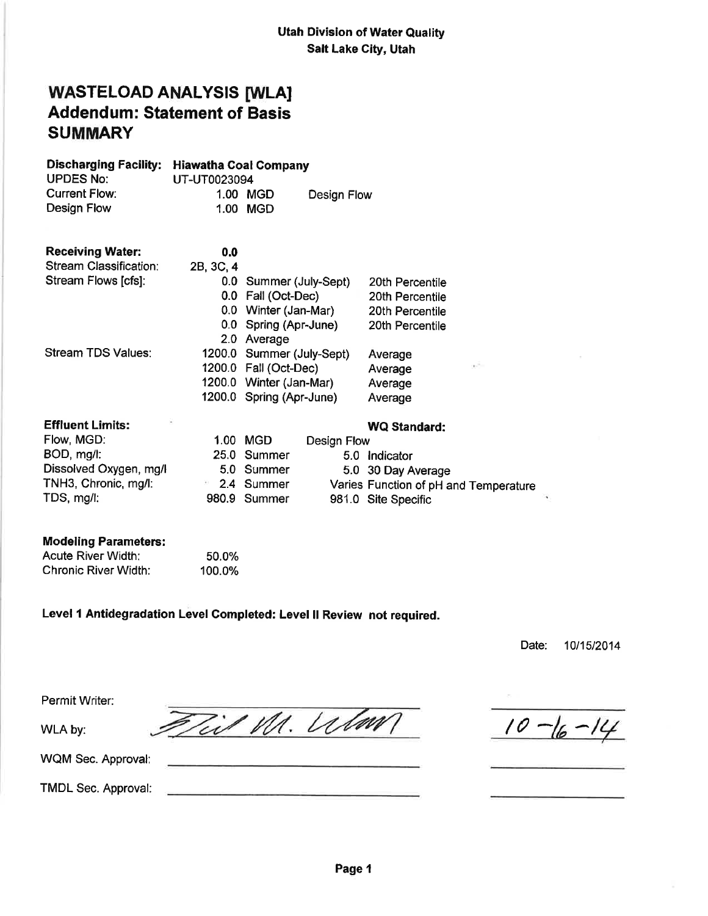**Utah Division of Water Quality**
**Salt Lake City, Utah**

# WASTELOAD ANALYSIS [WLA]
# Addendum: Statement of Basis
# SUMMARY

| | | | | |
|---|---|---|---|---|
| **Discharging Facility:** | **Hiawatha Coal Company** | | | |
| UPDES No: | UT-UT0023094 | | | |
| Current Flow: | 1.00 | MGD | Design Flow | |
| Design Flow | 1.00 | MGD | | |

| | | | |
|---|---|---|---|
| **Receiving Water:** | **0.0** | | |
| Stream Classification: | 2B, 3C, 4 | | |
| Stream Flows [cfs]: | 0.0 | Summer (July-Sept) | 20th Percentile |
| | 0.0 | Fall (Oct-Dec) | 20th Percentile |
| | 0.0 | Winter (Jan-Mar) | 20th Percentile |
| | 0.0 | Spring (Apr-June) | 20th Percentile |
| | 2.0 | Average | |
| Stream TDS Values: | 1200.0 | Summer (July-Sept) | Average |
| | 1200.0 | Fall (Oct-Dec) | Average |
| | 1200.0 | Winter (Jan-Mar) | Average |
| | 1200.0 | Spring (Apr-June) | Average |

| **Effluent Limits:** | | | | **WQ Standard:** |
|---|---|---|---|---|
| Flow, MGD: | 1.00 | MGD | Design Flow | |
| BOD, mg/l: | 25.0 | Summer | 5.0 | Indicator |
| Dissolved Oxygen, mg/l | 5.0 | Summer | 5.0 | 30 Day Average |
| TNH3, Chronic, mg/l: | 2.4 | Summer | Varies | Function of pH and Temperature |
| TDS, mg/l: | 980.9 | Summer | 981.0 | Site Specific |

| **Modeling Parameters:** | |
|---|---|
| Acute River Width: | 50.0% |
| Chronic River Width: | 100.0% |

**Level 1 Antidegradation Level Completed: Level II Review not required.**

Date: 10/15/2014

Permit Writer:

WLA by: Nicholas M. Von Stackelberg  10-16-14

WQM Sec. Approval:

TMDL Sec. Approval: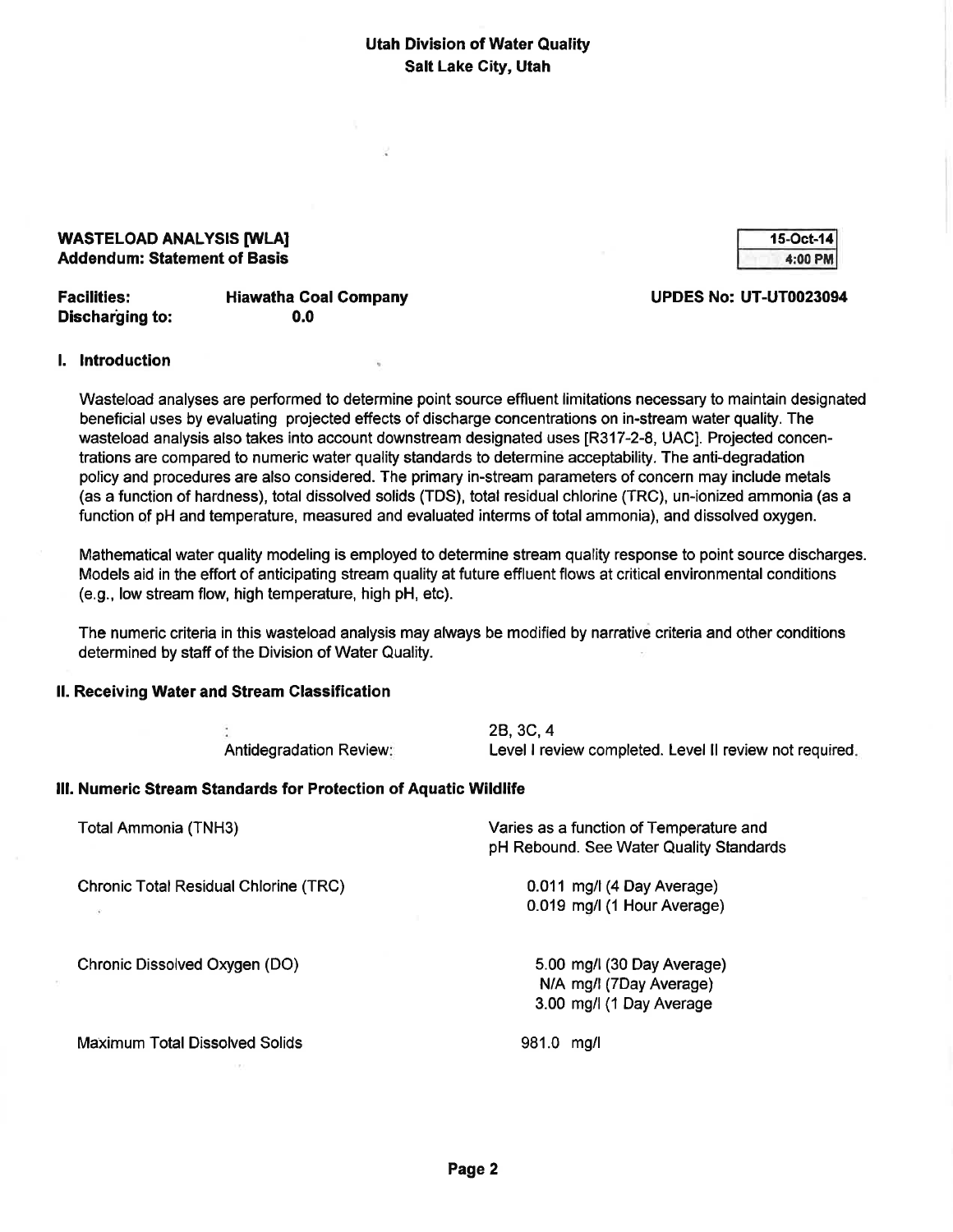**Utah Division of Water Quality**
**Salt Lake City, Utah**

**WASTELOAD ANALYSIS [WLA]**
**Addendum: Statement of Basis**

| 15-Oct-14 |
|---|
| 4:00 PM |

**Facilities:** **Hiawatha Coal Company** **UPDES No: UT-UT0023094**
**Discharging to:** **0.0**

## I. Introduction

Wasteload analyses are performed to determine point source effluent limitations necessary to maintain designated beneficial uses by evaluating projected effects of discharge concentrations on in-stream water quality. The wasteload analysis also takes into account downstream designated uses [R317-2-8, UAC]. Projected concentrations are compared to numeric water quality standards to determine acceptability. The anti-degradation policy and procedures are also considered. The primary in-stream parameters of concern may include metals (as a function of hardness), total dissolved solids (TDS), total residual chlorine (TRC), un-ionized ammonia (as a function of pH and temperature, measured and evaluated interms of total ammonia), and dissolved oxygen.

Mathematical water quality modeling is employed to determine stream quality response to point source discharges. Models aid in the effort of anticipating stream quality at future effluent flows at critical environmental conditions (e.g., low stream flow, high temperature, high pH, etc).

The numeric criteria in this wasteload analysis may always be modified by narrative criteria and other conditions determined by staff of the Division of Water Quality.

## II. Receiving Water and Stream Classification

| | |
|---|---|
| : | 2B, 3C, 4 |
| Antidegradation Review: | Level I review completed. Level II review not required. |

## III. Numeric Stream Standards for Protection of Aquatic Wildlife

| | |
|---|---|
| Total Ammonia (TNH3) | Varies as a function of Temperature and pH Rebound. See Water Quality Standards |
| Chronic Total Residual Chlorine (TRC) | 0.011 mg/l (4 Day Average)<br>0.019 mg/l (1 Hour Average) |
| Chronic Dissolved Oxygen (DO) | 5.00 mg/l (30 Day Average)<br>N/A mg/l (7Day Average)<br>3.00 mg/l (1 Day Average |
| Maximum Total Dissolved Solids | 981.0 mg/l |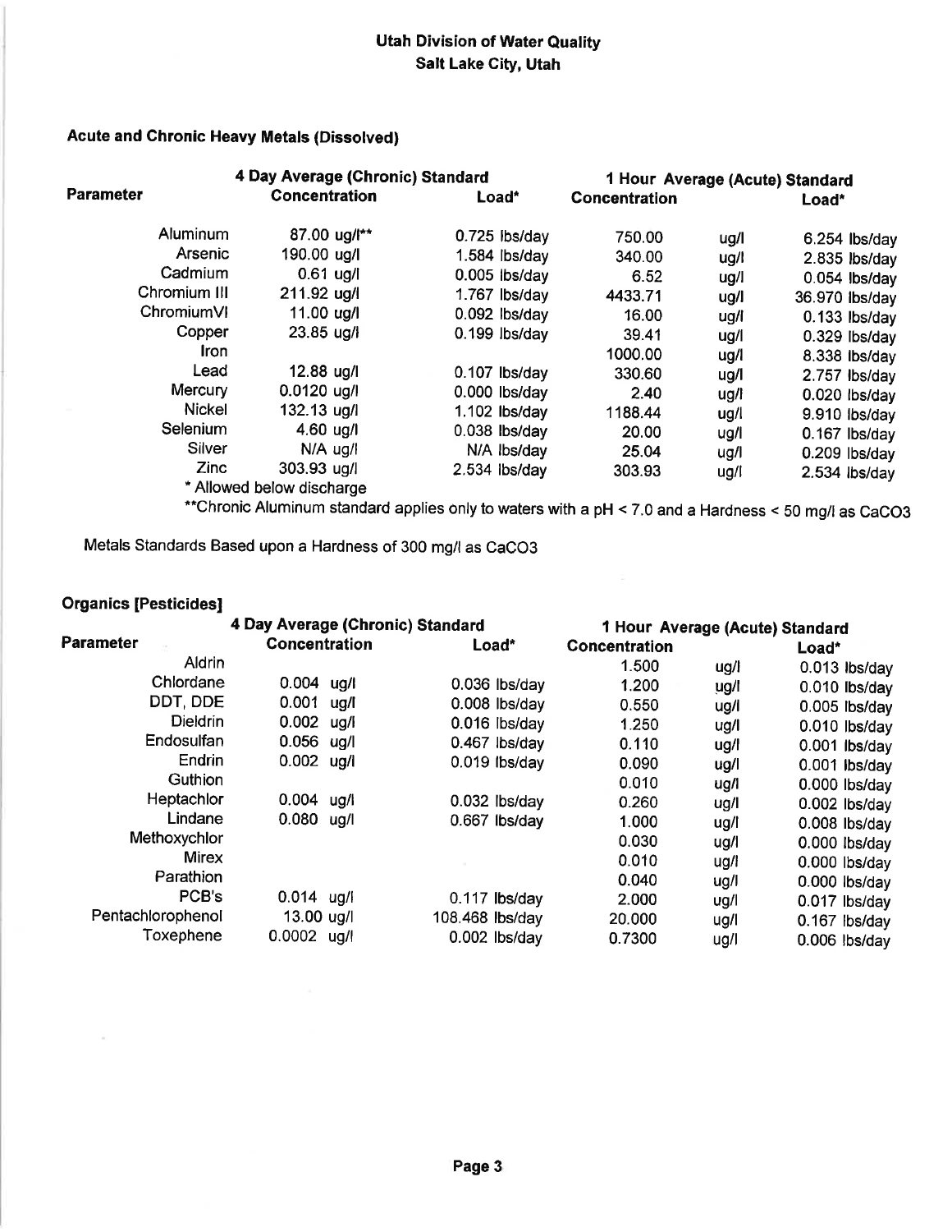**Utah Division of Water Quality**
**Salt Lake City, Utah**

### Acute and Chronic Heavy Metals (Dissolved)

| Parameter | 4 Day Average (Chronic) Standard Concentration | Load* | 1 Hour Average (Acute) Standard Concentration | | Load* |
|---|---|---|---|---|---|
| Aluminum | 87.00 ug/l** | 0.725 lbs/day | 750.00 | ug/l | 6.254 lbs/day |
| Arsenic | 190.00 ug/l | 1.584 lbs/day | 340.00 | ug/l | 2.835 lbs/day |
| Cadmium | 0.61 ug/l | 0.005 lbs/day | 6.52 | ug/l | 0.054 lbs/day |
| Chromium III | 211.92 ug/l | 1.767 lbs/day | 4433.71 | ug/l | 36.970 lbs/day |
| ChromiumVI | 11.00 ug/l | 0.092 lbs/day | 16.00 | ug/l | 0.133 lbs/day |
| Copper | 23.85 ug/l | 0.199 lbs/day | 39.41 | ug/l | 0.329 lbs/day |
| Iron | | | 1000.00 | ug/l | 8.338 lbs/day |
| Lead | 12.88 ug/l | 0.107 lbs/day | 330.60 | ug/l | 2.757 lbs/day |
| Mercury | 0.0120 ug/l | 0.000 lbs/day | 2.40 | ug/l | 0.020 lbs/day |
| Nickel | 132.13 ug/l | 1.102 lbs/day | 1188.44 | ug/l | 9.910 lbs/day |
| Selenium | 4.60 ug/l | 0.038 lbs/day | 20.00 | ug/l | 0.167 lbs/day |
| Silver | N/A ug/l | N/A lbs/day | 25.04 | ug/l | 0.209 lbs/day |
| Zinc | 303.93 ug/l | 2.534 lbs/day | 303.93 | ug/l | 2.534 lbs/day |

* Allowed below discharge

**Chronic Aluminum standard applies only to waters with a pH < 7.0 and a Hardness < 50 mg/l as $CaCO_3$

Metals Standards Based upon a Hardness of 300 mg/l as $CaCO_3$

### Organics [Pesticides]

| Parameter | 4 Day Average (Chronic) Standard Concentration | | Load* | 1 Hour Average (Acute) Standard Concentration | | Load* |
|---|---|---|---|---|---|---|
| Aldrin | | | | 1.500 | ug/l | 0.013 lbs/day |
| Chlordane | 0.004 | ug/l | 0.036 lbs/day | 1.200 | ug/l | 0.010 lbs/day |
| DDT, DDE | 0.001 | ug/l | 0.008 lbs/day | 0.550 | ug/l | 0.005 lbs/day |
| Dieldrin | 0.002 | ug/l | 0.016 lbs/day | 1.250 | ug/l | 0.010 lbs/day |
| Endosulfan | 0.056 | ug/l | 0.467 lbs/day | 0.110 | ug/l | 0.001 lbs/day |
| Endrin | 0.002 | ug/l | 0.019 lbs/day | 0.090 | ug/l | 0.001 lbs/day |
| Guthion | | | | 0.010 | ug/l | 0.000 lbs/day |
| Heptachlor | 0.004 | ug/l | 0.032 lbs/day | 0.260 | ug/l | 0.002 lbs/day |
| Lindane | 0.080 | ug/l | 0.667 lbs/day | 1.000 | ug/l | 0.008 lbs/day |
| Methoxychlor | | | | 0.030 | ug/l | 0.000 lbs/day |
| Mirex | | | | 0.010 | ug/l | 0.000 lbs/day |
| Parathion | | | | 0.040 | ug/l | 0.000 lbs/day |
| PCB's | 0.014 | ug/l | 0.117 lbs/day | 2.000 | ug/l | 0.017 lbs/day |
| Pentachlorophenol | 13.00 | ug/l | 108.468 lbs/day | 20.000 | ug/l | 0.167 lbs/day |
| Toxephene | 0.0002 | ug/l | 0.002 lbs/day | 0.7300 | ug/l | 0.006 lbs/day |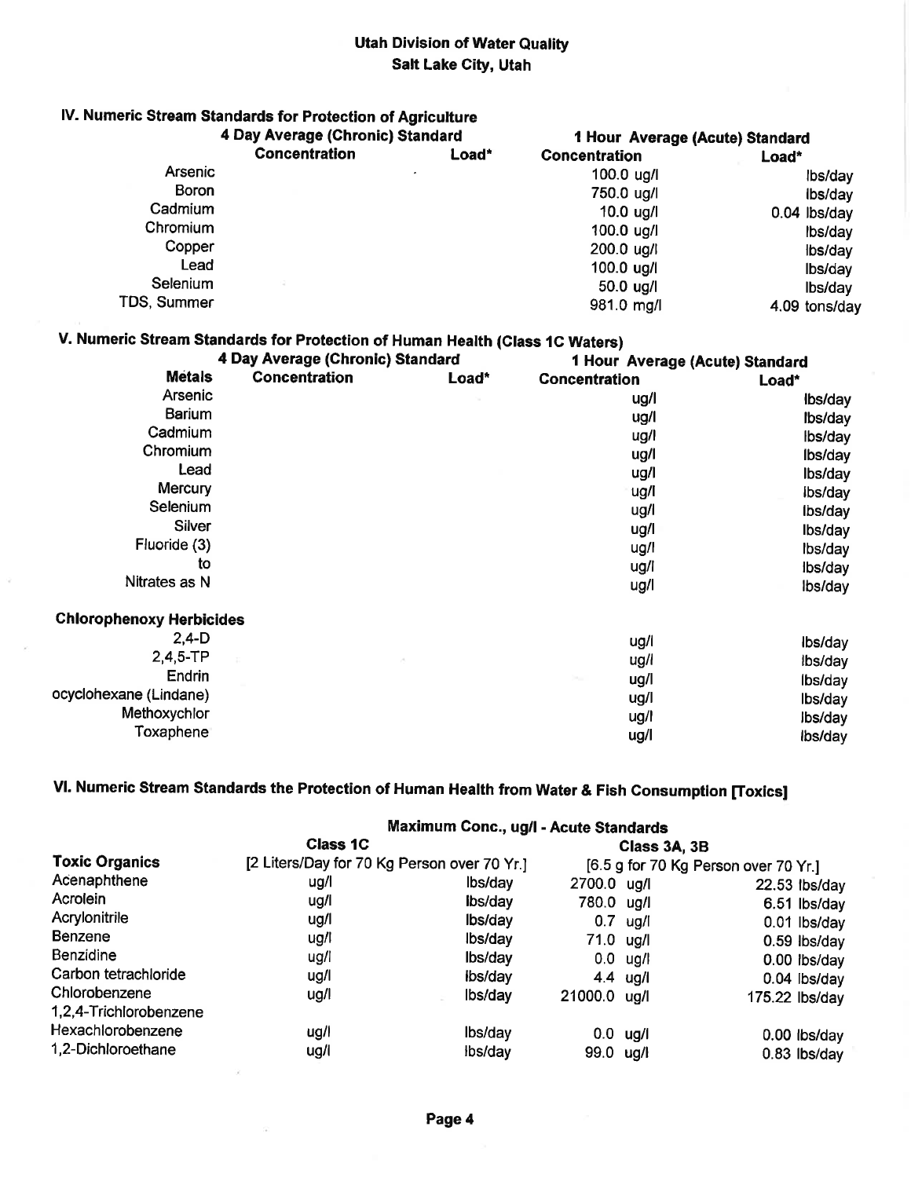Utah Division of Water Quality
Salt Lake City, Utah

## IV. Numeric Stream Standards for Protection of Agriculture

| | 4 Day Average (Chronic) Standard | | 1 Hour Average (Acute) Standard | |
|---|---|---|---|---|
| | Concentration | Load* | Concentration | Load* |
| Arsenic | | | 100.0 ug/l | lbs/day |
| Boron | | | 750.0 ug/l | lbs/day |
| Cadmium | | | 10.0 ug/l | 0.04 lbs/day |
| Chromium | | | 100.0 ug/l | lbs/day |
| Copper | | | 200.0 ug/l | lbs/day |
| Lead | | | 100.0 ug/l | lbs/day |
| Selenium | | | 50.0 ug/l | lbs/day |
| TDS, Summer | | | 981.0 mg/l | 4.09 tons/day |

## V. Numeric Stream Standards for Protection of Human Health (Class 1C Waters)

| | 4 Day Average (Chronic) Standard | | 1 Hour Average (Acute) Standard | |
|---|---|---|---|---|
| **Metals** | Concentration | Load* | Concentration | Load* |
| Arsenic | | | ug/l | lbs/day |
| Barium | | | ug/l | lbs/day |
| Cadmium | | | ug/l | lbs/day |
| Chromium | | | ug/l | lbs/day |
| Lead | | | ug/l | lbs/day |
| Mercury | | | ug/l | lbs/day |
| Selenium | | | ug/l | lbs/day |
| Silver | | | ug/l | lbs/day |
| Fluoride (3) | | | ug/l | lbs/day |
| to | | | ug/l | lbs/day |
| Nitrates as N | | | ug/l | lbs/day |
| **Chlorophenoxy Herbicides** | | | | |
| 2,4-D | | | ug/l | lbs/day |
| 2,4,5-TP | | | ug/l | lbs/day |
| Endrin | | | ug/l | lbs/day |
| ocyclohexane (Lindane) | | | ug/l | lbs/day |
| Methoxychlor | | | ug/l | lbs/day |
| Toxaphene | | | ug/l | lbs/day |

## VI. Numeric Stream Standards the Protection of Human Health from Water & Fish Consumption [Toxics]

| | Maximum Conc., ug/l - Acute Standards | | | |
|---|---|---|---|---|
| | Class 1C | | Class 3A, 3B | |
| **Toxic Organics** | [2 Liters/Day for 70 Kg Person over 70 Yr.] | | [6.5 g for 70 Kg Person over 70 Yr.] | |
| Acenaphthene | ug/l | lbs/day | 2700.0 ug/l | 22.53 lbs/day |
| Acrolein | ug/l | lbs/day | 780.0 ug/l | 6.51 lbs/day |
| Acrylonitrile | ug/l | lbs/day | 0.7 ug/l | 0.01 lbs/day |
| Benzene | ug/l | lbs/day | 71.0 ug/l | 0.59 lbs/day |
| Benzidine | ug/l | lbs/day | 0.0 ug/l | 0.00 lbs/day |
| Carbon tetrachloride | ug/l | lbs/day | 4.4 ug/l | 0.04 lbs/day |
| Chlorobenzene | ug/l | lbs/day | 21000.0 ug/l | 175.22 lbs/day |
| 1,2,4-Trichlorobenzene | | | | |
| Hexachlorobenzene | ug/l | lbs/day | 0.0 ug/l | 0.00 lbs/day |
| 1,2-Dichloroethane | ug/l | lbs/day | 99.0 ug/l | 0.83 lbs/day |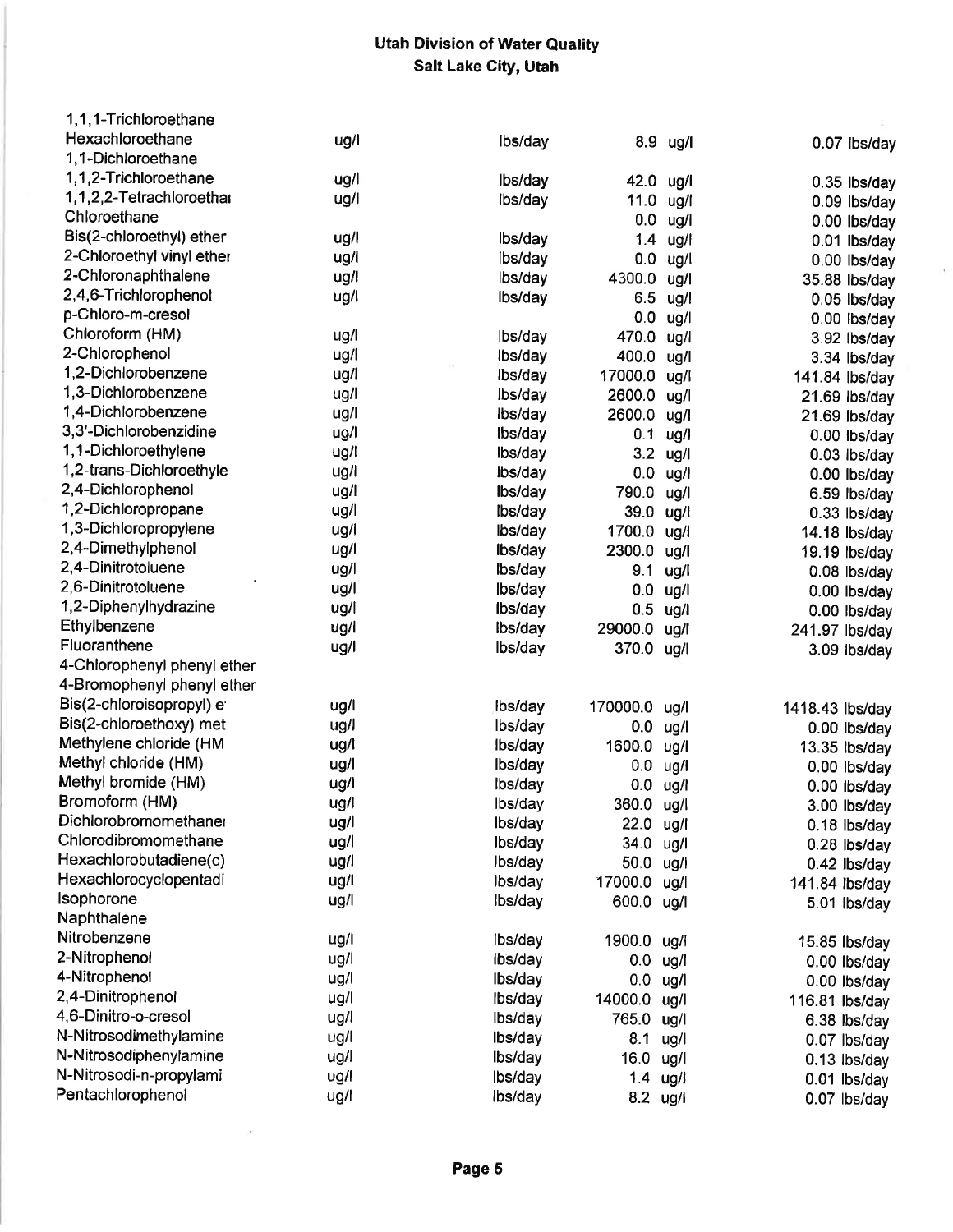# Utah Division of Water Quality
## Salt Lake City, Utah

| | | | | |
|---|---|---|---|---|
| 1,1,1-Trichloroethane | | | | |
| Hexachloroethane | ug/l | lbs/day | 8.9 ug/l | 0.07 lbs/day |
| 1,1-Dichloroethane | | | | |
| 1,1,2-Trichloroethane | ug/l | lbs/day | 42.0 ug/l | 0.35 lbs/day |
| 1,1,2,2-Tetrachloroethai | ug/l | lbs/day | 11.0 ug/l | 0.09 lbs/day |
| Chloroethane | | | 0.0 ug/l | 0.00 lbs/day |
| Bis(2-chloroethyl) ether | ug/l | lbs/day | 1.4 ug/l | 0.01 lbs/day |
| 2-Chloroethyl vinyl ether | ug/l | lbs/day | 0.0 ug/l | 0.00 lbs/day |
| 2-Chloronaphthalene | ug/l | lbs/day | 4300.0 ug/l | 35.88 lbs/day |
| 2,4,6-Trichlorophenol | ug/l | lbs/day | 6.5 ug/l | 0.05 lbs/day |
| p-Chloro-m-cresol | | | 0.0 ug/l | 0.00 lbs/day |
| Chloroform (HM) | ug/l | lbs/day | 470.0 ug/l | 3.92 lbs/day |
| 2-Chlorophenol | ug/l | lbs/day | 400.0 ug/l | 3.34 lbs/day |
| 1,2-Dichlorobenzene | ug/l | lbs/day | 17000.0 ug/l | 141.84 lbs/day |
| 1,3-Dichlorobenzene | ug/l | lbs/day | 2600.0 ug/l | 21.69 lbs/day |
| 1,4-Dichlorobenzene | ug/l | lbs/day | 2600.0 ug/l | 21.69 lbs/day |
| 3,3'-Dichlorobenzidine | ug/l | lbs/day | 0.1 ug/l | 0.00 lbs/day |
| 1,1-Dichloroethylene | ug/l | lbs/day | 3.2 ug/l | 0.03 lbs/day |
| 1,2-trans-Dichloroethyle | ug/l | lbs/day | 0.0 ug/l | 0.00 lbs/day |
| 2,4-Dichlorophenol | ug/l | lbs/day | 790.0 ug/l | 6.59 lbs/day |
| 1,2-Dichloropropane | ug/l | lbs/day | 39.0 ug/l | 0.33 lbs/day |
| 1,3-Dichloropropylene | ug/l | lbs/day | 1700.0 ug/l | 14.18 lbs/day |
| 2,4-Dimethylphenol | ug/l | lbs/day | 2300.0 ug/l | 19.19 lbs/day |
| 2,4-Dinitrotoluene | ug/l | lbs/day | 9.1 ug/l | 0.08 lbs/day |
| 2,6-Dinitrotoluene | ug/l | lbs/day | 0.0 ug/l | 0.00 lbs/day |
| 1,2-Diphenylhydrazine | ug/l | lbs/day | 0.5 ug/l | 0.00 lbs/day |
| Ethylbenzene | ug/l | lbs/day | 29000.0 ug/l | 241.97 lbs/day |
| Fluoranthene | ug/l | lbs/day | 370.0 ug/l | 3.09 lbs/day |
| 4-Chlorophenyl phenyl ether | | | | |
| 4-Bromophenyl phenyl ether | | | | |
| Bis(2-chloroisopropyl) e | ug/l | lbs/day | 170000.0 ug/l | 1418.43 lbs/day |
| Bis(2-chloroethoxy) met | ug/l | lbs/day | 0.0 ug/l | 0.00 lbs/day |
| Methylene chloride (HM | ug/l | lbs/day | 1600.0 ug/l | 13.35 lbs/day |
| Methyl chloride (HM) | ug/l | lbs/day | 0.0 ug/l | 0.00 lbs/day |
| Methyl bromide (HM) | ug/l | lbs/day | 0.0 ug/l | 0.00 lbs/day |
| Bromoform (HM) | ug/l | lbs/day | 360.0 ug/l | 3.00 lbs/day |
| Dichlorobromomethane | ug/l | lbs/day | 22.0 ug/l | 0.18 lbs/day |
| Chlorodibromomethane | ug/l | lbs/day | 34.0 ug/l | 0.28 lbs/day |
| Hexachlorobutadiene(c) | ug/l | lbs/day | 50.0 ug/l | 0.42 lbs/day |
| Hexachlorocyclopentadi | ug/l | lbs/day | 17000.0 ug/l | 141.84 lbs/day |
| Isophorone | ug/l | lbs/day | 600.0 ug/l | 5.01 lbs/day |
| Naphthalene | | | | |
| Nitrobenzene | ug/l | lbs/day | 1900.0 ug/l | 15.85 lbs/day |
| 2-Nitrophenol | ug/l | lbs/day | 0.0 ug/l | 0.00 lbs/day |
| 4-Nitrophenol | ug/l | lbs/day | 0.0 ug/l | 0.00 lbs/day |
| 2,4-Dinitrophenol | ug/l | lbs/day | 14000.0 ug/l | 116.81 lbs/day |
| 4,6-Dinitro-o-cresol | ug/l | lbs/day | 765.0 ug/l | 6.38 lbs/day |
| N-Nitrosodimethylamine | ug/l | lbs/day | 8.1 ug/l | 0.07 lbs/day |
| N-Nitrosodiphenylamine | ug/l | lbs/day | 16.0 ug/l | 0.13 lbs/day |
| N-Nitrosodi-n-propylami | ug/l | lbs/day | 1.4 ug/l | 0.01 lbs/day |
| Pentachlorophenol | ug/l | lbs/day | 8.2 ug/l | 0.07 lbs/day |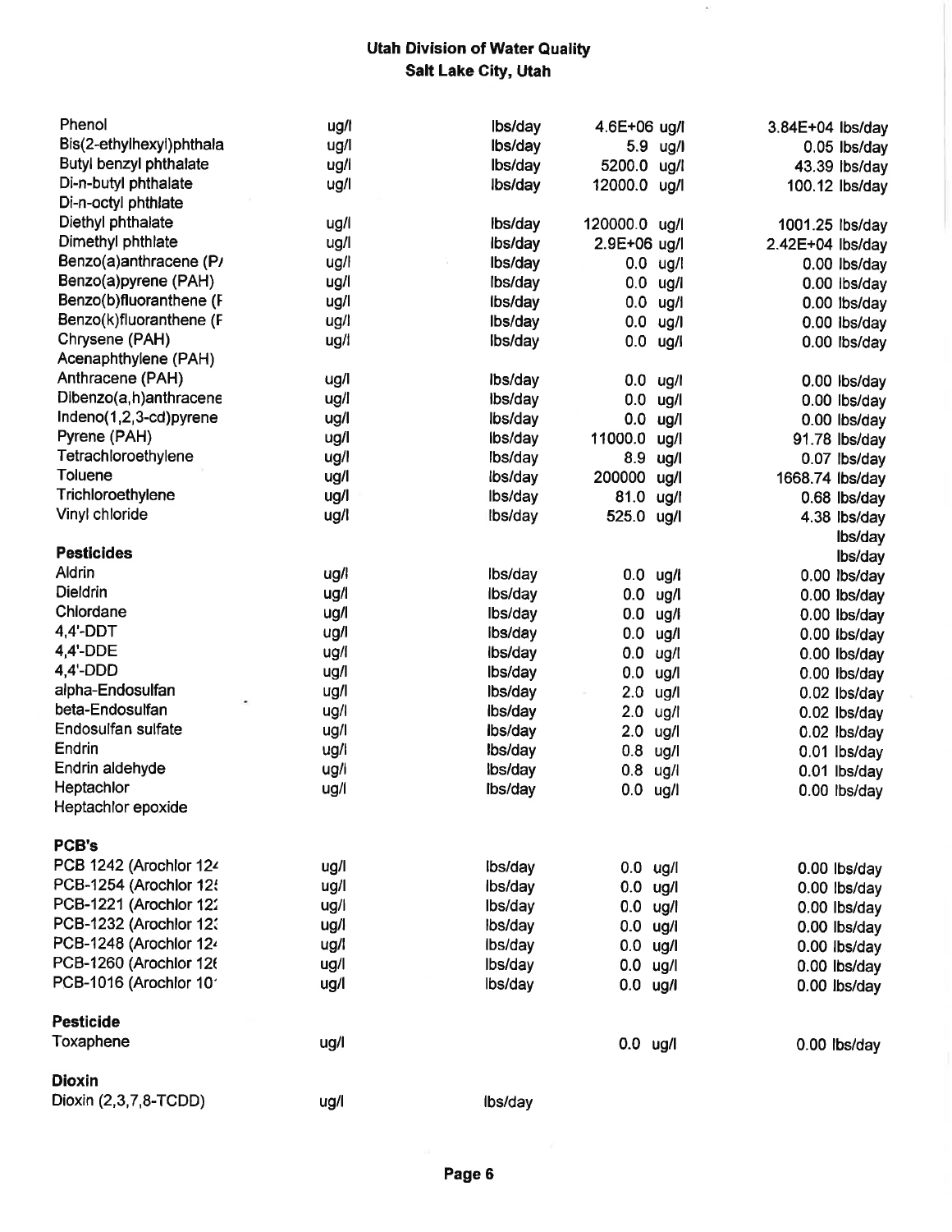**Utah Division of Water Quality**
**Salt Lake City, Utah**

| | | | | |
|---|---|---|---|---|
| Phenol | ug/l | lbs/day | 4.6E+06 ug/l | 3.84E+04 lbs/day |
| Bis(2-ethylhexyl)phthala | ug/l | lbs/day | 5.9 ug/l | 0.05 lbs/day |
| Butyl benzyl phthalate | ug/l | lbs/day | 5200.0 ug/l | 43.39 lbs/day |
| Di-n-butyl phthalate | ug/l | lbs/day | 12000.0 ug/l | 100.12 lbs/day |
| Di-n-octyl phthlate | | | | |
| Diethyl phthalate | ug/l | lbs/day | 120000.0 ug/l | 1001.25 lbs/day |
| Dimethyl phthlate | ug/l | lbs/day | 2.9E+06 ug/l | 2.42E+04 lbs/day |
| Benzo(a)anthracene (P/ | ug/l | lbs/day | 0.0 ug/l | 0.00 lbs/day |
| Benzo(a)pyrene (PAH) | ug/l | lbs/day | 0.0 ug/l | 0.00 lbs/day |
| Benzo(b)fluoranthene (F | ug/l | lbs/day | 0.0 ug/l | 0.00 lbs/day |
| Benzo(k)fluoranthene (F | ug/l | lbs/day | 0.0 ug/l | 0.00 lbs/day |
| Chrysene (PAH) | ug/l | lbs/day | 0.0 ug/l | 0.00 lbs/day |
| Acenaphthylene (PAH) | | | | |
| Anthracene (PAH) | ug/l | lbs/day | 0.0 ug/l | 0.00 lbs/day |
| Dibenzo(a,h)anthracene | ug/l | lbs/day | 0.0 ug/l | 0.00 lbs/day |
| Indeno(1,2,3-cd)pyrene | ug/l | lbs/day | 0.0 ug/l | 0.00 lbs/day |
| Pyrene (PAH) | ug/l | lbs/day | 11000.0 ug/l | 91.78 lbs/day |
| Tetrachloroethylene | ug/l | lbs/day | 8.9 ug/l | 0.07 lbs/day |
| Toluene | ug/l | lbs/day | 200000 ug/l | 1668.74 lbs/day |
| Trichloroethylene | ug/l | lbs/day | 81.0 ug/l | 0.68 lbs/day |
| Vinyl chloride | ug/l | lbs/day | 525.0 ug/l | 4.38 lbs/day |
| | | | | lbs/day |
| **Pesticides** | | | | lbs/day |
| Aldrin | ug/l | lbs/day | 0.0 ug/l | 0.00 lbs/day |
| Dieldrin | ug/l | lbs/day | 0.0 ug/l | 0.00 lbs/day |
| Chlordane | ug/l | lbs/day | 0.0 ug/l | 0.00 lbs/day |
| 4,4'-DDT | ug/l | lbs/day | 0.0 ug/l | 0.00 lbs/day |
| 4,4'-DDE | ug/l | lbs/day | 0.0 ug/l | 0.00 lbs/day |
| 4,4'-DDD | ug/l | lbs/day | 0.0 ug/l | 0.00 lbs/day |
| alpha-Endosulfan | ug/l | lbs/day | 2.0 ug/l | 0.02 lbs/day |
| beta-Endosulfan | ug/l | lbs/day | 2.0 ug/l | 0.02 lbs/day |
| Endosulfan sulfate | ug/l | lbs/day | 2.0 ug/l | 0.02 lbs/day |
| Endrin | ug/l | lbs/day | 0.8 ug/l | 0.01 lbs/day |
| Endrin aldehyde | ug/l | lbs/day | 0.8 ug/l | 0.01 lbs/day |
| Heptachlor | ug/l | lbs/day | 0.0 ug/l | 0.00 lbs/day |
| Heptachlor epoxide | | | | |
| **PCB's** | | | | |
| PCB 1242 (Arochlor 12⁠4 | ug/l | lbs/day | 0.0 ug/l | 0.00 lbs/day |
| PCB-1254 (Arochlor 12⁠5 | ug/l | lbs/day | 0.0 ug/l | 0.00 lbs/day |
| PCB-1221 (Arochlor 12⁠2 | ug/l | lbs/day | 0.0 ug/l | 0.00 lbs/day |
| PCB-1232 (Arochlor 12⁠3 | ug/l | lbs/day | 0.0 ug/l | 0.00 lbs/day |
| PCB-1248 (Arochlor 12⁠4 | ug/l | lbs/day | 0.0 ug/l | 0.00 lbs/day |
| PCB-1260 (Arochlor 12⁠6 | ug/l | lbs/day | 0.0 ug/l | 0.00 lbs/day |
| PCB-1016 (Arochlor 10⁠1 | ug/l | lbs/day | 0.0 ug/l | 0.00 lbs/day |
| **Pesticide** | | | | |
| Toxaphene | ug/l | | 0.0 ug/l | 0.00 lbs/day |
| **Dioxin** | | | | |
| Dioxin (2,3,7,8-TCDD) | ug/l | lbs/day | | |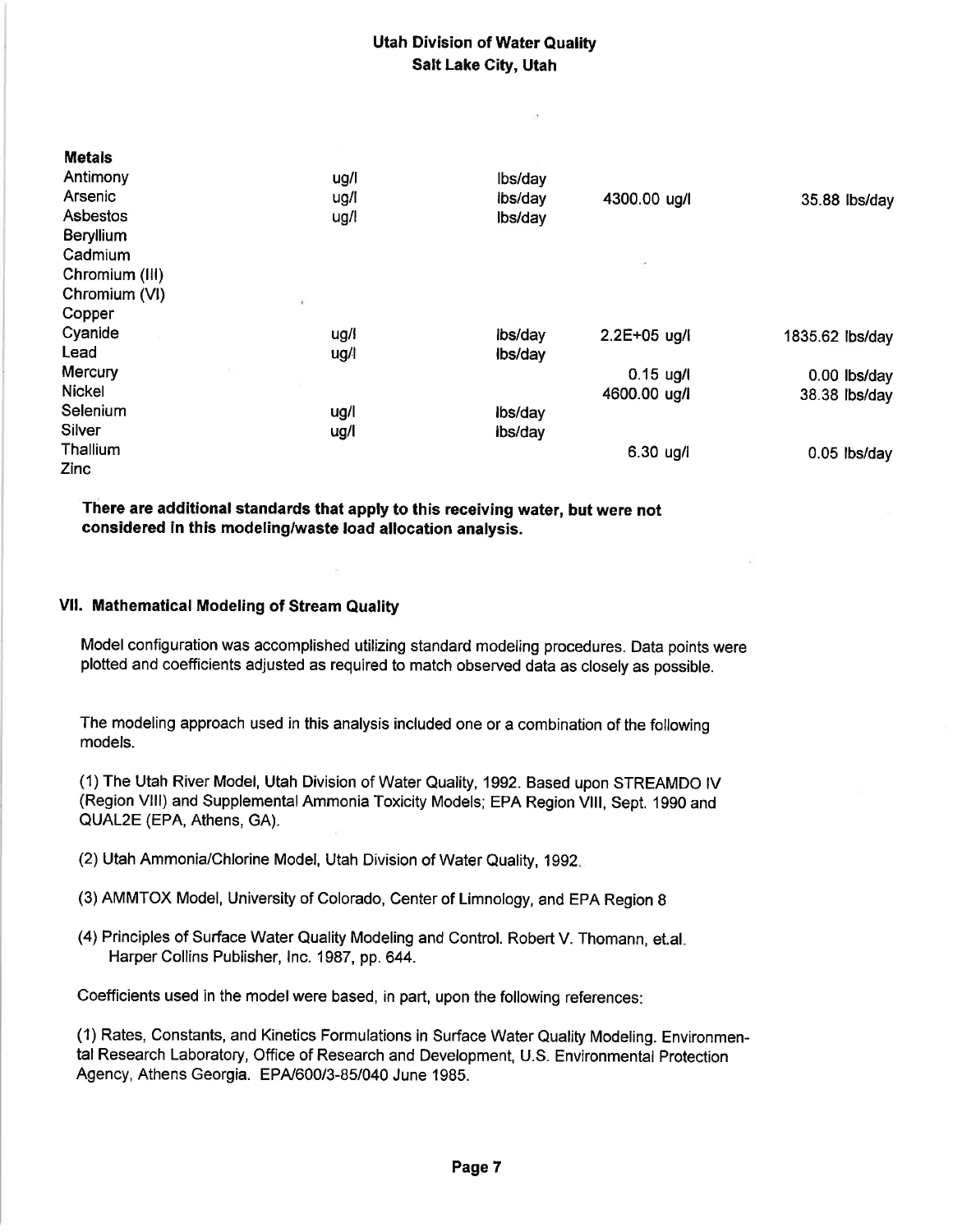**Metals**

| | | | | |
|---|---|---|---|---|
| Antimony | ug/l | lbs/day | | |
| Arsenic | ug/l | lbs/day | 4300.00 ug/l | 35.88 lbs/day |
| Asbestos | ug/l | lbs/day | | |
| Beryllium | | | | |
| Cadmium | | | | |
| Chromium (III) | | | | |
| Chromium (VI) | | | | |
| Copper | | | | |
| Cyanide | ug/l | lbs/day | 2.2E+05 ug/l | 1835.62 lbs/day |
| Lead | ug/l | lbs/day | | |
| Mercury | | | 0.15 ug/l | 0.00 lbs/day |
| Nickel | | | 4600.00 ug/l | 38.38 lbs/day |
| Selenium | ug/l | lbs/day | | |
| Silver | ug/l | lbs/day | | |
| Thallium | | | 6.30 ug/l | 0.05 lbs/day |
| Zinc | | | | |

**There are additional standards that apply to this receiving water, but were not considered in this modeling/waste load allocation analysis.**

## VII. Mathematical Modeling of Stream Quality

Model configuration was accomplished utilizing standard modeling procedures. Data points were plotted and coefficients adjusted as required to match observed data as closely as possible.

The modeling approach used in this analysis included one or a combination of the following models.

(1) The Utah River Model, Utah Division of Water Quality, 1992. Based upon STREAMDO IV (Region VIII) and Supplemental Ammonia Toxicity Models; EPA Region VIII, Sept. 1990 and QUAL2E (EPA, Athens, GA).

(2) Utah Ammonia/Chlorine Model, Utah Division of Water Quality, 1992.

(3) AMMTOX Model, University of Colorado, Center of Limnology, and EPA Region 8

(4) Principles of Surface Water Quality Modeling and Control. Robert V. Thomann, et.al. Harper Collins Publisher, Inc. 1987, pp. 644.

Coefficients used in the model were based, in part, upon the following references:

(1) Rates, Constants, and Kinetics Formulations in Surface Water Quality Modeling. Environmental Research Laboratory, Office of Research and Development, U.S. Environmental Protection Agency, Athens Georgia. EPA/600/3-85/040 June 1985.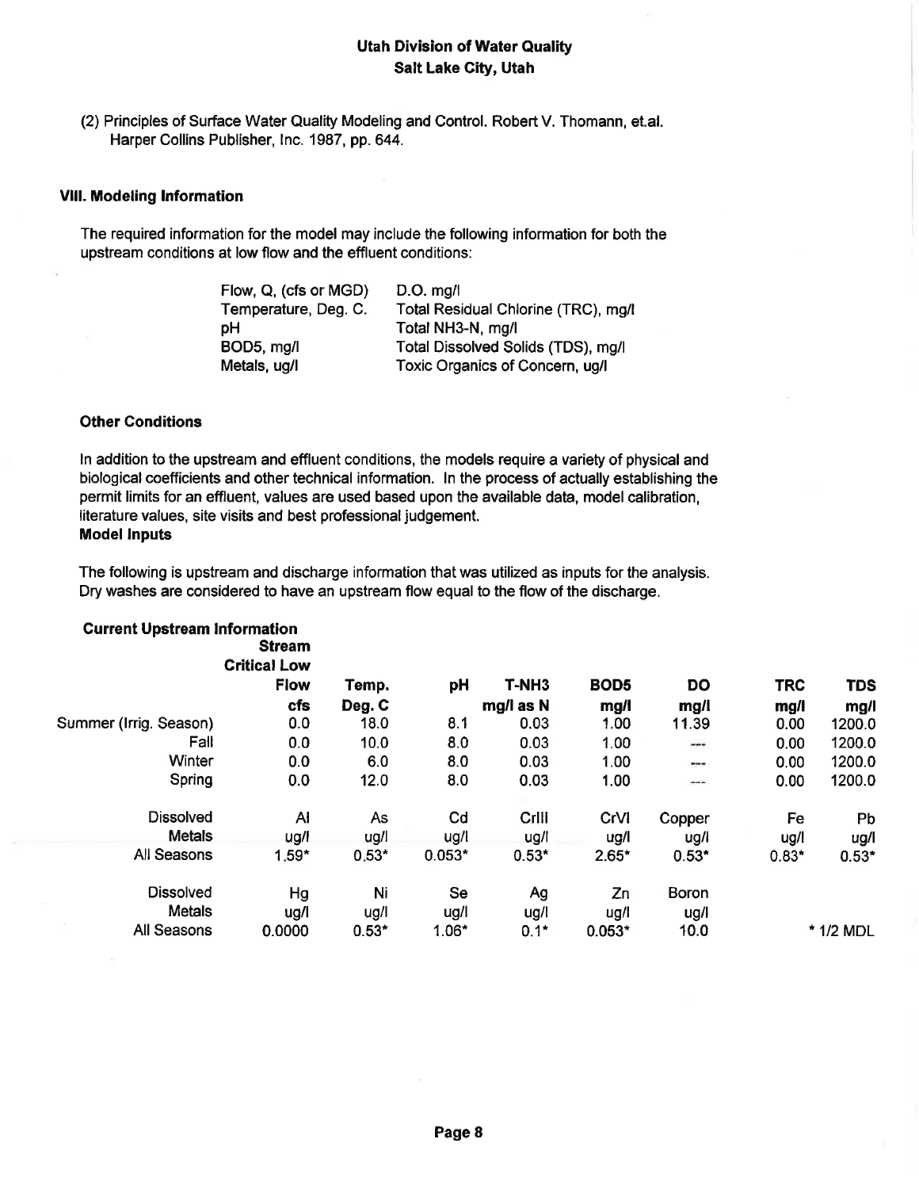**Utah Division of Water Quality**
**Salt Lake City, Utah**

(2) Principles of Surface Water Quality Modeling and Control. Robert V. Thomann, et.al. Harper Collins Publisher, Inc. 1987, pp. 644.

### VIII. Modeling Information

The required information for the model may include the following information for both the upstream conditions at low flow and the effluent conditions:

| | |
|---|---|
| Flow, Q, (cfs or MGD) | D.O. mg/l |
| Temperature, Deg. C. | Total Residual Chlorine (TRC), mg/l |
| pH | Total NH3-N, mg/l |
| BOD5, mg/l | Total Dissolved Solids (TDS), mg/l |
| Metals, ug/l | Toxic Organics of Concern, ug/l |

#### Other Conditions

In addition to the upstream and effluent conditions, the models require a variety of physical and biological coefficients and other technical information. In the process of actually establishing the permit limits for an effluent, values are used based upon the available data, model calibration, literature values, site visits and best professional judgement.

#### Model Inputs

The following is upstream and discharge information that was utilized as inputs for the analysis. Dry washes are considered to have an upstream flow equal to the flow of the discharge.

**Current Upstream Information**

| | Stream Critical Low Flow | Temp. | pH | T-NH3 | BOD5 | DO | TRC | TDS |
|---|---|---|---|---|---|---|---|---|
| | cfs | Deg. C | | mg/l as N | mg/l | mg/l | mg/l | mg/l |
| Summer (Irrig. Season) | 0.0 | 18.0 | 8.1 | 0.03 | 1.00 | 11.39 | 0.00 | 1200.0 |
| Fall | 0.0 | 10.0 | 8.0 | 0.03 | 1.00 | --- | 0.00 | 1200.0 |
| Winter | 0.0 | 6.0 | 8.0 | 0.03 | 1.00 | --- | 0.00 | 1200.0 |
| Spring | 0.0 | 12.0 | 8.0 | 0.03 | 1.00 | --- | 0.00 | 1200.0 |

| Dissolved Metals | Al | As | Cd | CrIII | CrVI | Copper | Fe | Pb |
|---|---|---|---|---|---|---|---|---|
| | ug/l | ug/l | ug/l | ug/l | ug/l | ug/l | ug/l | ug/l |
| All Seasons | 1.59* | 0.53* | 0.053* | 0.53* | 2.65* | 0.53* | 0.83* | 0.53* |

| Dissolved Metals | Hg | Ni | Se | Ag | Zn | Boron |
|---|---|---|---|---|---|---|
| | ug/l | ug/l | ug/l | ug/l | ug/l | ug/l |
| All Seasons | 0.0000 | 0.53* | 1.06* | 0.1* | 0.053* | 10.0 |

* 1/2 MDL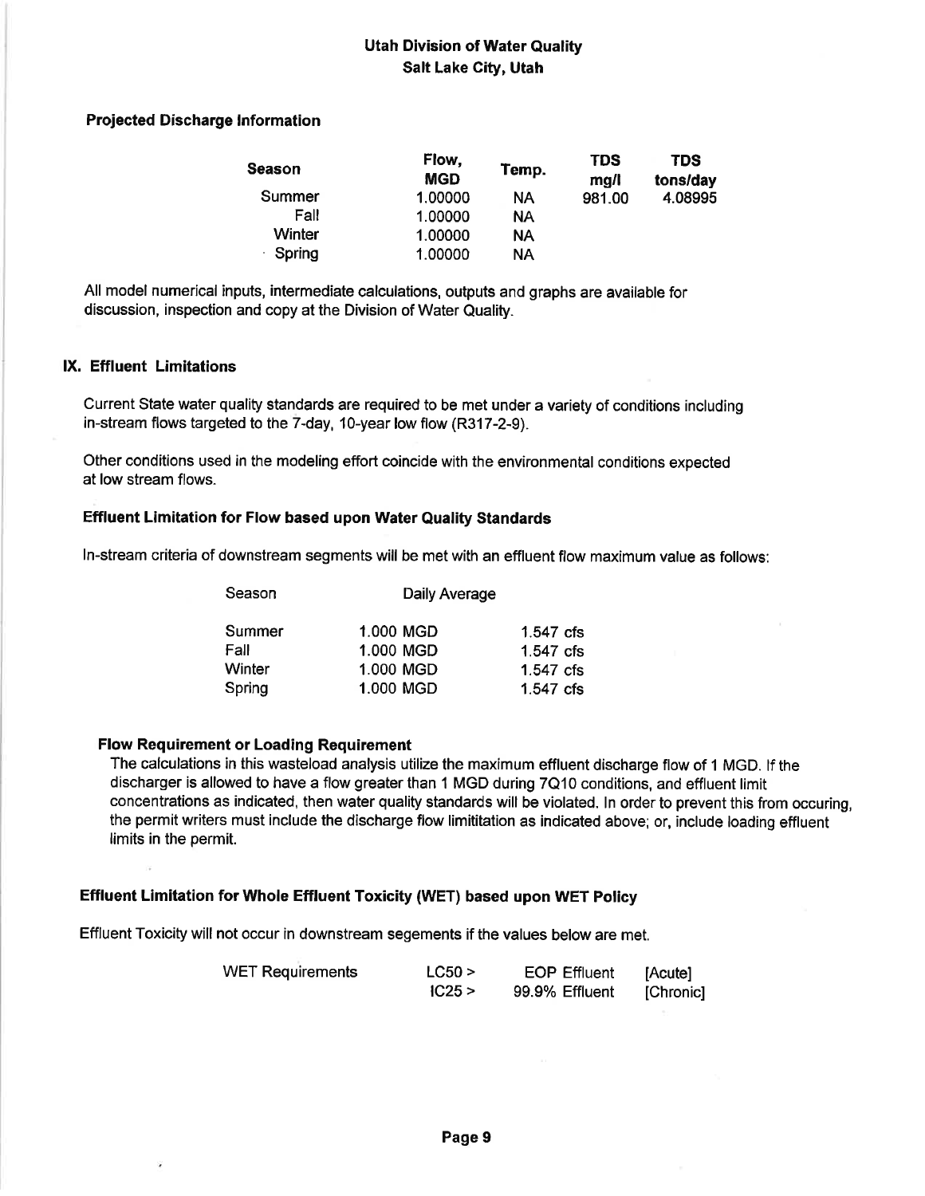Utah Division of Water Quality
Salt Lake City, Utah

### Projected Discharge Information

| Season | Flow, MGD | Temp. | TDS mg/l | TDS tons/day |
|---|---|---|---|---|
| Summer | 1.00000 | NA | 981.00 | 4.08995 |
| Fall | 1.00000 | NA | | |
| Winter | 1.00000 | NA | | |
| Spring | 1.00000 | NA | | |

All model numerical inputs, intermediate calculations, outputs and graphs are available for discussion, inspection and copy at the Division of Water Quality.

## IX. Effluent Limitations

Current State water quality standards are required to be met under a variety of conditions including in-stream flows targeted to the 7-day, 10-year low flow (R317-2-9).

Other conditions used in the modeling effort coincide with the environmental conditions expected at low stream flows.

### Effluent Limitation for Flow based upon Water Quality Standards

In-stream criteria of downstream segments will be met with an effluent flow maximum value as follows:

| Season | Daily Average | |
|---|---|---|
| Summer | 1.000 MGD | 1.547 cfs |
| Fall | 1.000 MGD | 1.547 cfs |
| Winter | 1.000 MGD | 1.547 cfs |
| Spring | 1.000 MGD | 1.547 cfs |

#### Flow Requirement or Loading Requirement

The calculations in this wasteload analysis utilize the maximum effluent discharge flow of 1 MGD. If the discharger is allowed to have a flow greater than 1 MGD during 7Q10 conditions, and effluent limit concentrations as indicated, then water quality standards will be violated. In order to prevent this from occuring, the permit writers must include the discharge flow limititation as indicated above; or, include loading effluent limits in the permit.

### Effluent Limitation for Whole Effluent Toxicity (WET) based upon WET Policy

Effluent Toxicity will not occur in downstream segements if the values below are met.

| WET Requirements | | | |
|---|---|---|---|
| | LC50 > | EOP Effluent | [Acute] |
| | IC25 > | 99.9% Effluent | [Chronic] |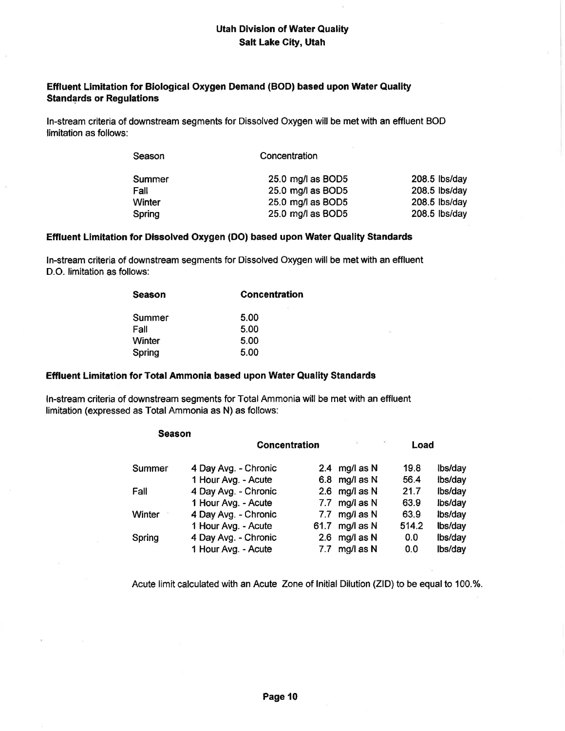**Utah Division of Water Quality**
**Salt Lake City, Utah**

### Effluent Limitation for Biological Oxygen Demand (BOD) based upon Water Quality Standards or Regulations

In-stream criteria of downstream segments for Dissolved Oxygen will be met with an effluent BOD limitation as follows:

| Season | Concentration | |
|---|---|---|
| Summer | 25.0 mg/l as BOD5 | 208.5 lbs/day |
| Fall | 25.0 mg/l as BOD5 | 208.5 lbs/day |
| Winter | 25.0 mg/l as BOD5 | 208.5 lbs/day |
| Spring | 25.0 mg/l as BOD5 | 208.5 lbs/day |

### Effluent Limitation for Dissolved Oxygen (DO) based upon Water Quality Standards

In-stream criteria of downstream segments for Dissolved Oxygen will be met with an effluent D.O. limitation as follows:

| **Season** | **Concentration** |
|---|---|
| Summer | 5.00 |
| Fall | 5.00 |
| Winter | 5.00 |
| Spring | 5.00 |

### Effluent Limitation for Total Ammonia based upon Water Quality Standards

In-stream criteria of downstream segments for Total Ammonia will be met with an effluent limitation (expressed as Total Ammonia as N) as follows:

| **Season** | **Concentration** | | | **Load** | |
|---|---|---|---|---|---|
| Summer | 4 Day Avg. - Chronic | 2.4 | mg/l as N | 19.8 | lbs/day |
| | 1 Hour Avg. - Acute | 6.8 | mg/l as N | 56.4 | lbs/day |
| Fall | 4 Day Avg. - Chronic | 2.6 | mg/l as N | 21.7 | lbs/day |
| | 1 Hour Avg. - Acute | 7.7 | mg/l as N | 63.9 | lbs/day |
| Winter | 4 Day Avg. - Chronic | 7.7 | mg/l as N | 63.9 | lbs/day |
| | 1 Hour Avg. - Acute | 61.7 | mg/l as N | 514.2 | lbs/day |
| Spring | 4 Day Avg. - Chronic | 2.6 | mg/l as N | 0.0 | lbs/day |
| | 1 Hour Avg. - Acute | 7.7 | mg/l as N | 0.0 | lbs/day |

Acute limit calculated with an Acute Zone of Initial Dilution (ZID) to be equal to 100.%.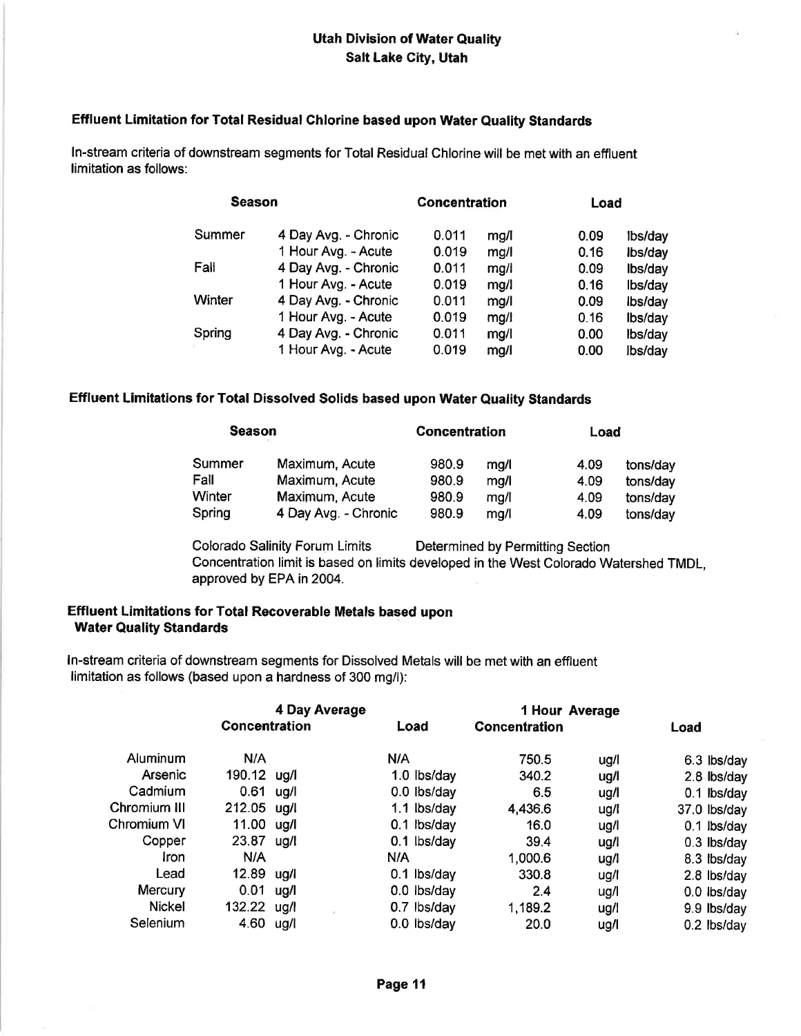**Utah Division of Water Quality**
**Salt Lake City, Utah**

### Effluent Limitation for Total Residual Chlorine based upon Water Quality Standards

In-stream criteria of downstream segments for Total Residual Chlorine will be met with an effluent limitation as follows:

| Season | | Concentration | | Load | |
|---|---|---|---|---|---|
| Summer | 4 Day Avg. - Chronic | 0.011 | mg/l | 0.09 | lbs/day |
| | 1 Hour Avg. - Acute | 0.019 | mg/l | 0.16 | lbs/day |
| Fall | 4 Day Avg. - Chronic | 0.011 | mg/l | 0.09 | lbs/day |
| | 1 Hour Avg. - Acute | 0.019 | mg/l | 0.16 | lbs/day |
| Winter | 4 Day Avg. - Chronic | 0.011 | mg/l | 0.09 | lbs/day |
| | 1 Hour Avg. - Acute | 0.019 | mg/l | 0.16 | lbs/day |
| Spring | 4 Day Avg. - Chronic | 0.011 | mg/l | 0.00 | lbs/day |
| | 1 Hour Avg. - Acute | 0.019 | mg/l | 0.00 | lbs/day |

### Effluent Limitations for Total Dissolved Solids based upon Water Quality Standards

| Season | | Concentration | | Load | |
|---|---|---|---|---|---|
| Summer | Maximum, Acute | 980.9 | mg/l | 4.09 | tons/day |
| Fall | Maximum, Acute | 980.9 | mg/l | 4.09 | tons/day |
| Winter | Maximum, Acute | 980.9 | mg/l | 4.09 | tons/day |
| Spring | 4 Day Avg. - Chronic | 980.9 | mg/l | 4.09 | tons/day |

Colorado Salinity Forum Limits — Determined by Permitting Section

Concentration limit is based on limits developed in the West Colorado Watershed TMDL, approved by EPA in 2004.

### Effluent Limitations for Total Recoverable Metals based upon Water Quality Standards

In-stream criteria of downstream segments for Dissolved Metals will be met with an effluent limitation as follows (based upon a hardness of 300 mg/l):

| | 4 Day Average Concentration | | Load | 1 Hour Average Concentration | | Load |
|---|---|---|---|---|---|---|
| Aluminum | N/A | | N/A | 750.5 | ug/l | 6.3 lbs/day |
| Arsenic | 190.12 | ug/l | 1.0 lbs/day | 340.2 | ug/l | 2.8 lbs/day |
| Cadmium | 0.61 | ug/l | 0.0 lbs/day | 6.5 | ug/l | 0.1 lbs/day |
| Chromium III | 212.05 | ug/l | 1.1 lbs/day | 4,436.6 | ug/l | 37.0 lbs/day |
| Chromium VI | 11.00 | ug/l | 0.1 lbs/day | 16.0 | ug/l | 0.1 lbs/day |
| Copper | 23.87 | ug/l | 0.1 lbs/day | 39.4 | ug/l | 0.3 lbs/day |
| Iron | N/A | | N/A | 1,000.6 | ug/l | 8.3 lbs/day |
| Lead | 12.89 | ug/l | 0.1 lbs/day | 330.8 | ug/l | 2.8 lbs/day |
| Mercury | 0.01 | ug/l | 0.0 lbs/day | 2.4 | ug/l | 0.0 lbs/day |
| Nickel | 132.22 | ug/l | 0.7 lbs/day | 1,189.2 | ug/l | 9.9 lbs/day |
| Selenium | 4.60 | ug/l | 0.0 lbs/day | 20.0 | ug/l | 0.2 lbs/day |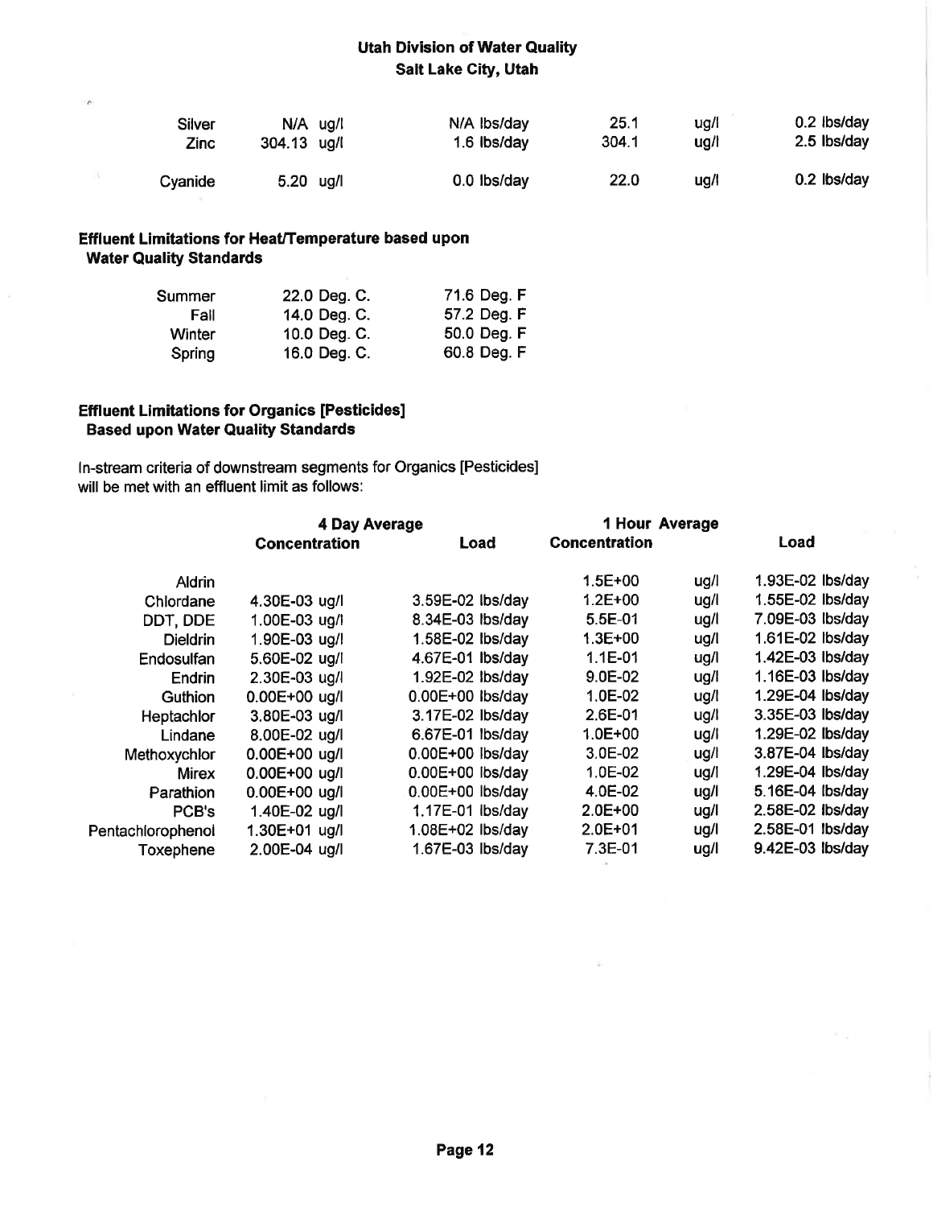**Utah Division of Water Quality**
**Salt Lake City, Utah**

| | | | | | | |
|---|---|---|---|---|---|---|
| Silver | N/A ug/l | N/A lbs/day | 25.1 | ug/l | 0.2 lbs/day |
| Zinc | 304.13 ug/l | 1.6 lbs/day | 304.1 | ug/l | 2.5 lbs/day |
| Cyanide | 5.20 ug/l | 0.0 lbs/day | 22.0 | ug/l | 0.2 lbs/day |

**Effluent Limitations for Heat/Temperature based upon Water Quality Standards**

| | | |
|---|---|---|
| Summer | 22.0 Deg. C. | 71.6 Deg. F |
| Fall | 14.0 Deg. C. | 57.2 Deg. F |
| Winter | 10.0 Deg. C. | 50.0 Deg. F |
| Spring | 16.0 Deg. C. | 60.8 Deg. F |

**Effluent Limitations for Organics [Pesticides] Based upon Water Quality Standards**

In-stream criteria of downstream segments for Organics [Pesticides] will be met with an effluent limit as follows:

| | 4 Day Average | | 1 Hour Average | | |
|---|---|---|---|---|---|
| | Concentration | Load | Concentration | | Load |
| Aldrin | | | 1.5E+00 | ug/l | 1.93E-02 lbs/day |
| Chlordane | 4.30E-03 ug/l | 3.59E-02 lbs/day | 1.2E+00 | ug/l | 1.55E-02 lbs/day |
| DDT, DDE | 1.00E-03 ug/l | 8.34E-03 lbs/day | 5.5E-01 | ug/l | 7.09E-03 lbs/day |
| Dieldrin | 1.90E-03 ug/l | 1.58E-02 lbs/day | 1.3E+00 | ug/l | 1.61E-02 lbs/day |
| Endosulfan | 5.60E-02 ug/l | 4.67E-01 lbs/day | 1.1E-01 | ug/l | 1.42E-03 lbs/day |
| Endrin | 2.30E-03 ug/l | 1.92E-02 lbs/day | 9.0E-02 | ug/l | 1.16E-03 lbs/day |
| Guthion | 0.00E+00 ug/l | 0.00E+00 lbs/day | 1.0E-02 | ug/l | 1.29E-04 lbs/day |
| Heptachlor | 3.80E-03 ug/l | 3.17E-02 lbs/day | 2.6E-01 | ug/l | 3.35E-03 lbs/day |
| Lindane | 8.00E-02 ug/l | 6.67E-01 lbs/day | 1.0E+00 | ug/l | 1.29E-02 lbs/day |
| Methoxychlor | 0.00E+00 ug/l | 0.00E+00 lbs/day | 3.0E-02 | ug/l | 3.87E-04 lbs/day |
| Mirex | 0.00E+00 ug/l | 0.00E+00 lbs/day | 1.0E-02 | ug/l | 1.29E-04 lbs/day |
| Parathion | 0.00E+00 ug/l | 0.00E+00 lbs/day | 4.0E-02 | ug/l | 5.16E-04 lbs/day |
| PCB's | 1.40E-02 ug/l | 1.17E-01 lbs/day | 2.0E+00 | ug/l | 2.58E-02 lbs/day |
| Pentachlorophenol | 1.30E+01 ug/l | 1.08E+02 lbs/day | 2.0E+01 | ug/l | 2.58E-01 lbs/day |
| Toxephene | 2.00E-04 ug/l | 1.67E-03 lbs/day | 7.3E-01 | ug/l | 9.42E-03 lbs/day |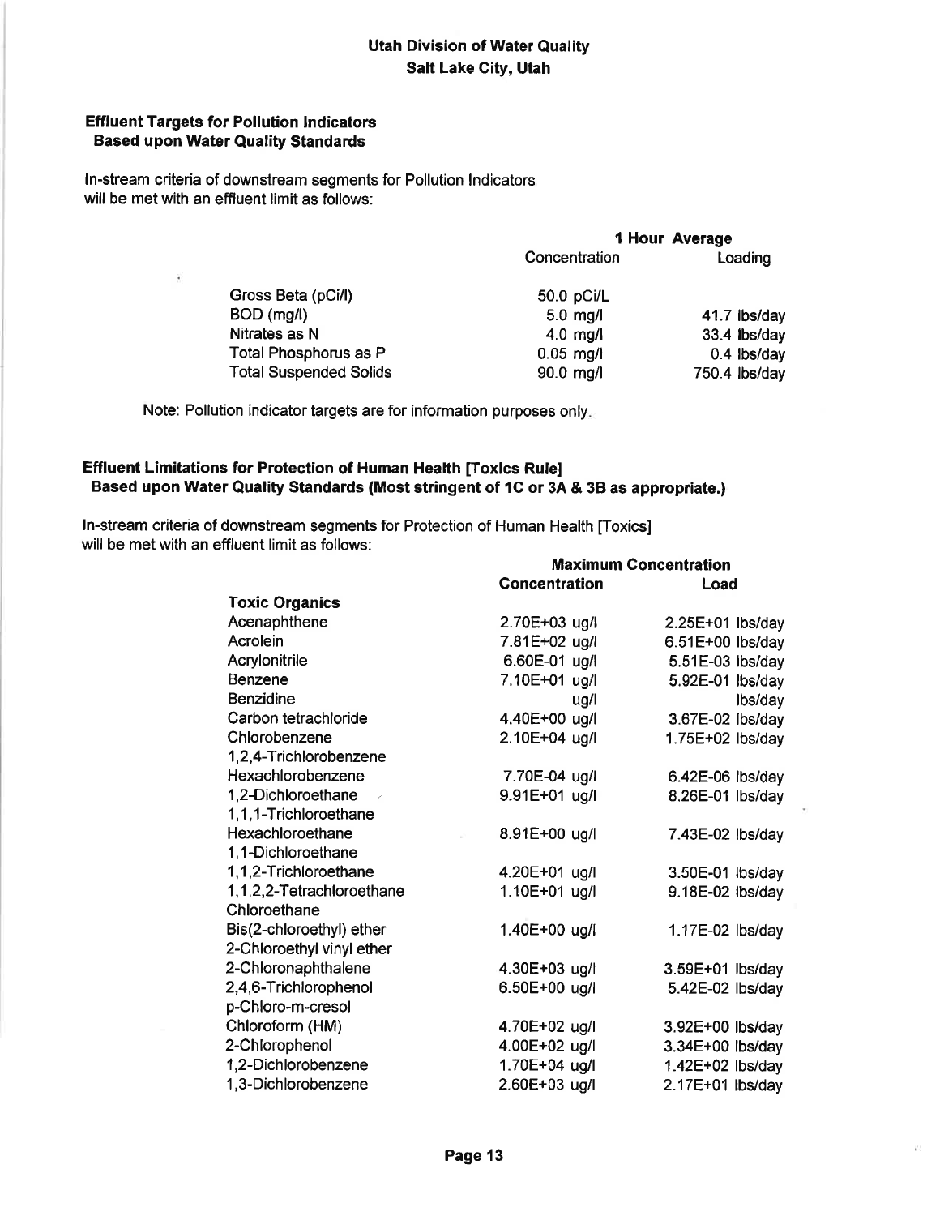**Utah Division of Water Quality**
**Salt Lake City, Utah**

**Effluent Targets for Pollution Indicators**
**Based upon Water Quality Standards**

In-stream criteria of downstream segments for Pollution Indicators will be met with an effluent limit as follows:

| | 1 Hour Average | |
|---|---|---|
| | Concentration | Loading |
| Gross Beta (pCi/l) | 50.0 pCi/L | |
| BOD (mg/l) | 5.0 mg/l | 41.7 lbs/day |
| Nitrates as N | 4.0 mg/l | 33.4 lbs/day |
| Total Phosphorus as P | 0.05 mg/l | 0.4 lbs/day |
| Total Suspended Solids | 90.0 mg/l | 750.4 lbs/day |

Note: Pollution indicator targets are for information purposes only.

**Effluent Limitations for Protection of Human Health [Toxics Rule]**
**Based upon Water Quality Standards (Most stringent of 1C or 3A & 3B as appropriate.)**

In-stream criteria of downstream segments for Protection of Human Health [Toxics] will be met with an effluent limit as follows:

| | **Maximum Concentration** | |
|---|---|---|
| | **Concentration** | **Load** |
| **Toxic Organics** | | |
| Acenaphthene | 2.70E+03 ug/l | 2.25E+01 lbs/day |
| Acrolein | 7.81E+02 ug/l | 6.51E+00 lbs/day |
| Acrylonitrile | 6.60E-01 ug/l | 5.51E-03 lbs/day |
| Benzene | 7.10E+01 ug/l | 5.92E-01 lbs/day |
| Benzidine | ug/l | lbs/day |
| Carbon tetrachloride | 4.40E+00 ug/l | 3.67E-02 lbs/day |
| Chlorobenzene | 2.10E+04 ug/l | 1.75E+02 lbs/day |
| 1,2,4-Trichlorobenzene | | |
| Hexachlorobenzene | 7.70E-04 ug/l | 6.42E-06 lbs/day |
| 1,2-Dichloroethane | 9.91E+01 ug/l | 8.26E-01 lbs/day |
| 1,1,1-Trichloroethane | | |
| Hexachloroethane | 8.91E+00 ug/l | 7.43E-02 lbs/day |
| 1,1-Dichloroethane | | |
| 1,1,2-Trichloroethane | 4.20E+01 ug/l | 3.50E-01 lbs/day |
| 1,1,2,2-Tetrachloroethane | 1.10E+01 ug/l | 9.18E-02 lbs/day |
| Chloroethane | | |
| Bis(2-chloroethyl) ether | 1.40E+00 ug/l | 1.17E-02 lbs/day |
| 2-Chloroethyl vinyl ether | | |
| 2-Chloronaphthalene | 4.30E+03 ug/l | 3.59E+01 lbs/day |
| 2,4,6-Trichlorophenol | 6.50E+00 ug/l | 5.42E-02 lbs/day |
| p-Chloro-m-cresol | | |
| Chloroform (HM) | 4.70E+02 ug/l | 3.92E+00 lbs/day |
| 2-Chlorophenol | 4.00E+02 ug/l | 3.34E+00 lbs/day |
| 1,2-Dichlorobenzene | 1.70E+04 ug/l | 1.42E+02 lbs/day |
| 1,3-Dichlorobenzene | 2.60E+03 ug/l | 2.17E+01 lbs/day |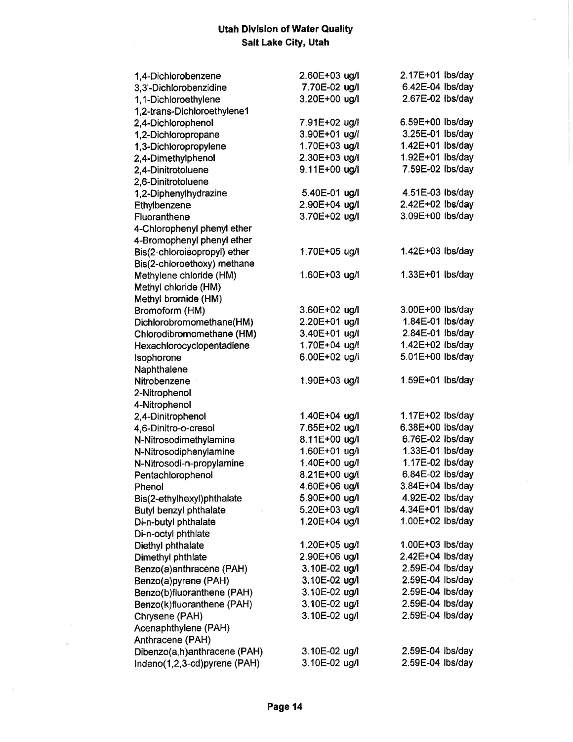**Utah Division of Water Quality**
**Salt Lake City, Utah**

| | | |
|---|---|---|
| 1,4-Dichlorobenzene | 2.60E+03 ug/l | 2.17E+01 lbs/day |
| 3,3'-Dichlorobenzidine | 7.70E-02 ug/l | 6.42E-04 lbs/day |
| 1,1-Dichloroethylene | 3.20E+00 ug/l | 2.67E-02 lbs/day |
| 1,2-trans-Dichloroethylene1 | | |
| 2,4-Dichlorophenol | 7.91E+02 ug/l | 6.59E+00 lbs/day |
| 1,2-Dichloropropane | 3.90E+01 ug/l | 3.25E-01 lbs/day |
| 1,3-Dichloropropylene | 1.70E+03 ug/l | 1.42E+01 lbs/day |
| 2,4-Dimethylphenol | 2.30E+03 ug/l | 1.92E+01 lbs/day |
| 2,4-Dinitrotoluene | 9.11E+00 ug/l | 7.59E-02 lbs/day |
| 2,6-Dinitrotoluene | | |
| 1,2-Diphenylhydrazine | 5.40E-01 ug/l | 4.51E-03 lbs/day |
| Ethylbenzene | 2.90E+04 ug/l | 2.42E+02 lbs/day |
| Fluoranthene | 3.70E+02 ug/l | 3.09E+00 lbs/day |
| 4-Chlorophenyl phenyl ether | | |
| 4-Bromophenyl phenyl ether | | |
| Bis(2-chloroisopropyl) ether | 1.70E+05 ug/l | 1.42E+03 lbs/day |
| Bis(2-chloroethoxy) methane | | |
| Methylene chloride (HM) | 1.60E+03 ug/l | 1.33E+01 lbs/day |
| Methyl chloride (HM) | | |
| Methyl bromide (HM) | | |
| Bromoform (HM) | 3.60E+02 ug/l | 3.00E+00 lbs/day |
| Dichlorobromomethane(HM) | 2.20E+01 ug/l | 1.84E-01 lbs/day |
| Chlorodibromomethane (HM) | 3.40E+01 ug/l | 2.84E-01 lbs/day |
| Hexachlorocyclopentadiene | 1.70E+04 ug/l | 1.42E+02 lbs/day |
| Isophorone | 6.00E+02 ug/l | 5.01E+00 lbs/day |
| Naphthalene | | |
| Nitrobenzene | 1.90E+03 ug/l | 1.59E+01 lbs/day |
| 2-Nitrophenol | | |
| 4-Nitrophenol | | |
| 2,4-Dinitrophenol | 1.40E+04 ug/l | 1.17E+02 lbs/day |
| 4,6-Dinitro-o-cresol | 7.65E+02 ug/l | 6.38E+00 lbs/day |
| N-Nitrosodimethylamine | 8.11E+00 ug/l | 6.76E-02 lbs/day |
| N-Nitrosodiphenylamine | 1.60E+01 ug/l | 1.33E-01 lbs/day |
| N-Nitrosodi-n-propylamine | 1.40E+00 ug/l | 1.17E-02 lbs/day |
| Pentachlorophenol | 8.21E+00 ug/l | 6.84E-02 lbs/day |
| Phenol | 4.60E+06 ug/l | 3.84E+04 lbs/day |
| Bis(2-ethylhexyl)phthalate | 5.90E+00 ug/l | 4.92E-02 lbs/day |
| Butyl benzyl phthalate | 5.20E+03 ug/l | 4.34E+01 lbs/day |
| Di-n-butyl phthalate | 1.20E+04 ug/l | 1.00E+02 lbs/day |
| Di-n-octyl phthlate | | |
| Diethyl phthalate | 1.20E+05 ug/l | 1.00E+03 lbs/day |
| Dimethyl phthlate | 2.90E+06 ug/l | 2.42E+04 lbs/day |
| Benzo(a)anthracene (PAH) | 3.10E-02 ug/l | 2.59E-04 lbs/day |
| Benzo(a)pyrene (PAH) | 3.10E-02 ug/l | 2.59E-04 lbs/day |
| Benzo(b)fluoranthene (PAH) | 3.10E-02 ug/l | 2.59E-04 lbs/day |
| Benzo(k)fluoranthene (PAH) | 3.10E-02 ug/l | 2.59E-04 lbs/day |
| Chrysene (PAH) | 3.10E-02 ug/l | 2.59E-04 lbs/day |
| Acenaphthylene (PAH) | | |
| Anthracene (PAH) | | |
| Dibenzo(a,h)anthracene (PAH) | 3.10E-02 ug/l | 2.59E-04 lbs/day |
| Indeno(1,2,3-cd)pyrene (PAH) | 3.10E-02 ug/l | 2.59E-04 lbs/day |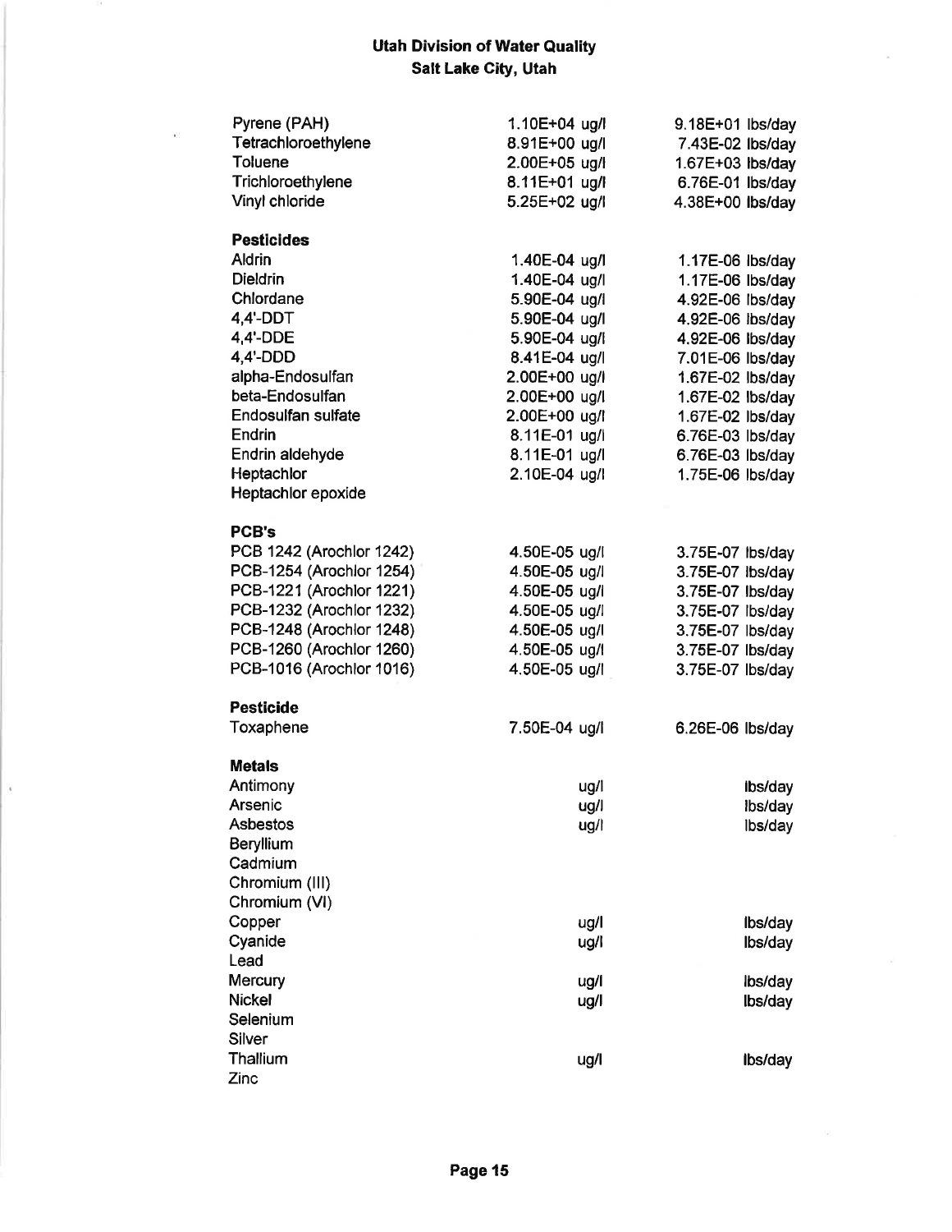## Utah Division of Water Quality
## Salt Lake City, Utah

| | | |
|---|---|---|
| Pyrene (PAH) | 1.10E+04 ug/l | 9.18E+01 lbs/day |
| Tetrachloroethylene | 8.91E+00 ug/l | 7.43E-02 lbs/day |
| Toluene | 2.00E+05 ug/l | 1.67E+03 lbs/day |
| Trichloroethylene | 8.11E+01 ug/l | 6.76E-01 lbs/day |
| Vinyl chloride | 5.25E+02 ug/l | 4.38E+00 lbs/day |
| **Pesticides** | | |
| Aldrin | 1.40E-04 ug/l | 1.17E-06 lbs/day |
| Dieldrin | 1.40E-04 ug/l | 1.17E-06 lbs/day |
| Chlordane | 5.90E-04 ug/l | 4.92E-06 lbs/day |
| 4,4'-DDT | 5.90E-04 ug/l | 4.92E-06 lbs/day |
| 4,4'-DDE | 5.90E-04 ug/l | 4.92E-06 lbs/day |
| 4,4'-DDD | 8.41E-04 ug/l | 7.01E-06 lbs/day |
| alpha-Endosulfan | 2.00E+00 ug/l | 1.67E-02 lbs/day |
| beta-Endosulfan | 2.00E+00 ug/l | 1.67E-02 lbs/day |
| Endosulfan sulfate | 2.00E+00 ug/l | 1.67E-02 lbs/day |
| Endrin | 8.11E-01 ug/l | 6.76E-03 lbs/day |
| Endrin aldehyde | 8.11E-01 ug/l | 6.76E-03 lbs/day |
| Heptachlor | 2.10E-04 ug/l | 1.75E-06 lbs/day |
| Heptachlor epoxide | | |
| **PCB's** | | |
| PCB 1242 (Arochlor 1242) | 4.50E-05 ug/l | 3.75E-07 lbs/day |
| PCB-1254 (Arochlor 1254) | 4.50E-05 ug/l | 3.75E-07 lbs/day |
| PCB-1221 (Arochlor 1221) | 4.50E-05 ug/l | 3.75E-07 lbs/day |
| PCB-1232 (Arochlor 1232) | 4.50E-05 ug/l | 3.75E-07 lbs/day |
| PCB-1248 (Arochlor 1248) | 4.50E-05 ug/l | 3.75E-07 lbs/day |
| PCB-1260 (Arochlor 1260) | 4.50E-05 ug/l | 3.75E-07 lbs/day |
| PCB-1016 (Arochlor 1016) | 4.50E-05 ug/l | 3.75E-07 lbs/day |
| **Pesticide** | | |
| Toxaphene | 7.50E-04 ug/l | 6.26E-06 lbs/day |
| **Metals** | | |
| Antimony | ug/l | lbs/day |
| Arsenic | ug/l | lbs/day |
| Asbestos | ug/l | lbs/day |
| Beryllium | | |
| Cadmium | | |
| Chromium (III) | | |
| Chromium (VI) | | |
| Copper | ug/l | lbs/day |
| Cyanide | ug/l | lbs/day |
| Lead | | |
| Mercury | ug/l | lbs/day |
| Nickel | ug/l | lbs/day |
| Selenium | | |
| Silver | | |
| Thallium | ug/l | lbs/day |
| Zinc | | |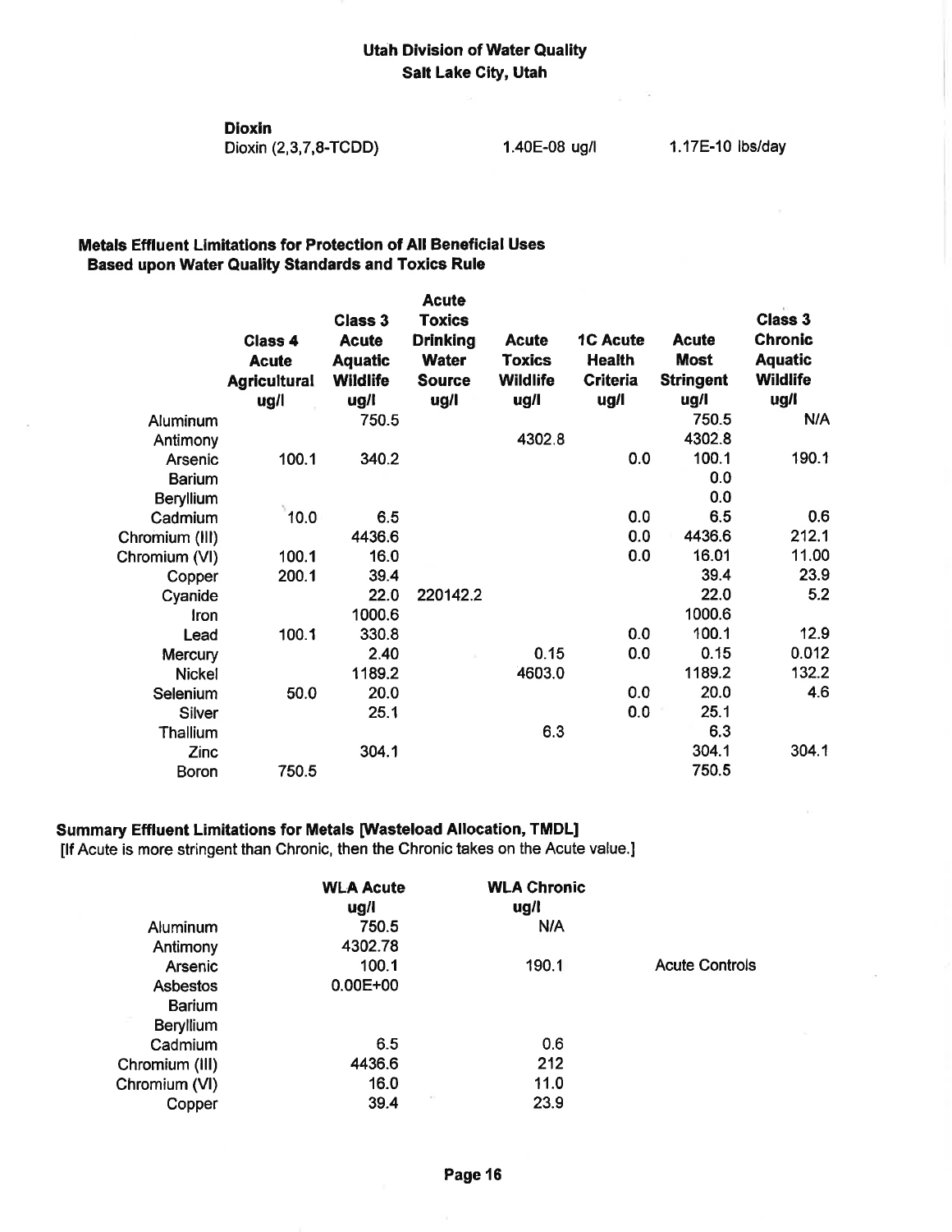**Utah Division of Water Quality**
**Salt Lake City, Utah**

**Dioxin**

| | | |
|---|---|---|
| Dioxin (2,3,7,8-TCDD) | 1.40E-08 ug/l | 1.17E-10 lbs/day |

**Metals Effluent Limitations for Protection of All Beneficial Uses**
**Based upon Water Quality Standards and Toxics Rule**

| | Class 4 Acute Agricultural ug/l | Class 3 Acute Aquatic Wildlife ug/l | Acute Toxics Drinking Water Source ug/l | Acute Toxics Wildlife ug/l | 1C Acute Health Criteria ug/l | Acute Most Stringent ug/l | Class 3 Chronic Aquatic Wildlife ug/l |
|---|---|---|---|---|---|---|---|
| Aluminum | | 750.5 | | | | 750.5 | N/A |
| Antimony | | | | 4302.8 | | 4302.8 | |
| Arsenic | 100.1 | 340.2 | | | 0.0 | 100.1 | 190.1 |
| Barium | | | | | | 0.0 | |
| Beryllium | | | | | | 0.0 | |
| Cadmium | 10.0 | 6.5 | | | 0.0 | 6.5 | 0.6 |
| Chromium (III) | | 4436.6 | | | 0.0 | 4436.6 | 212.1 |
| Chromium (VI) | 100.1 | 16.0 | | | 0.0 | 16.01 | 11.00 |
| Copper | 200.1 | 39.4 | | | | 39.4 | 23.9 |
| Cyanide | | 22.0 | 220142.2 | | | 22.0 | 5.2 |
| Iron | | 1000.6 | | | | 1000.6 | |
| Lead | 100.1 | 330.8 | | | 0.0 | 100.1 | 12.9 |
| Mercury | | 2.40 | | 0.15 | 0.0 | 0.15 | 0.012 |
| Nickel | | 1189.2 | | 4603.0 | | 1189.2 | 132.2 |
| Selenium | 50.0 | 20.0 | | | 0.0 | 20.0 | 4.6 |
| Silver | | 25.1 | | | 0.0 | 25.1 | |
| Thallium | | | | 6.3 | | 6.3 | |
| Zinc | | 304.1 | | | | 304.1 | 304.1 |
| Boron | 750.5 | | | | | 750.5 | |

**Summary Effluent Limitations for Metals [Wasteload Allocation, TMDL]**
[If Acute is more stringent than Chronic, then the Chronic takes on the Acute value.]

| | WLA Acute ug/l | WLA Chronic ug/l | |
|---|---|---|---|
| Aluminum | 750.5 | N/A | |
| Antimony | 4302.78 | | |
| Arsenic | 100.1 | 190.1 | Acute Controls |
| Asbestos | 0.00E+00 | | |
| Barium | | | |
| Beryllium | | | |
| Cadmium | 6.5 | 0.6 | |
| Chromium (III) | 4436.6 | 212 | |
| Chromium (VI) | 16.0 | 11.0 | |
| Copper | 39.4 | 23.9 | |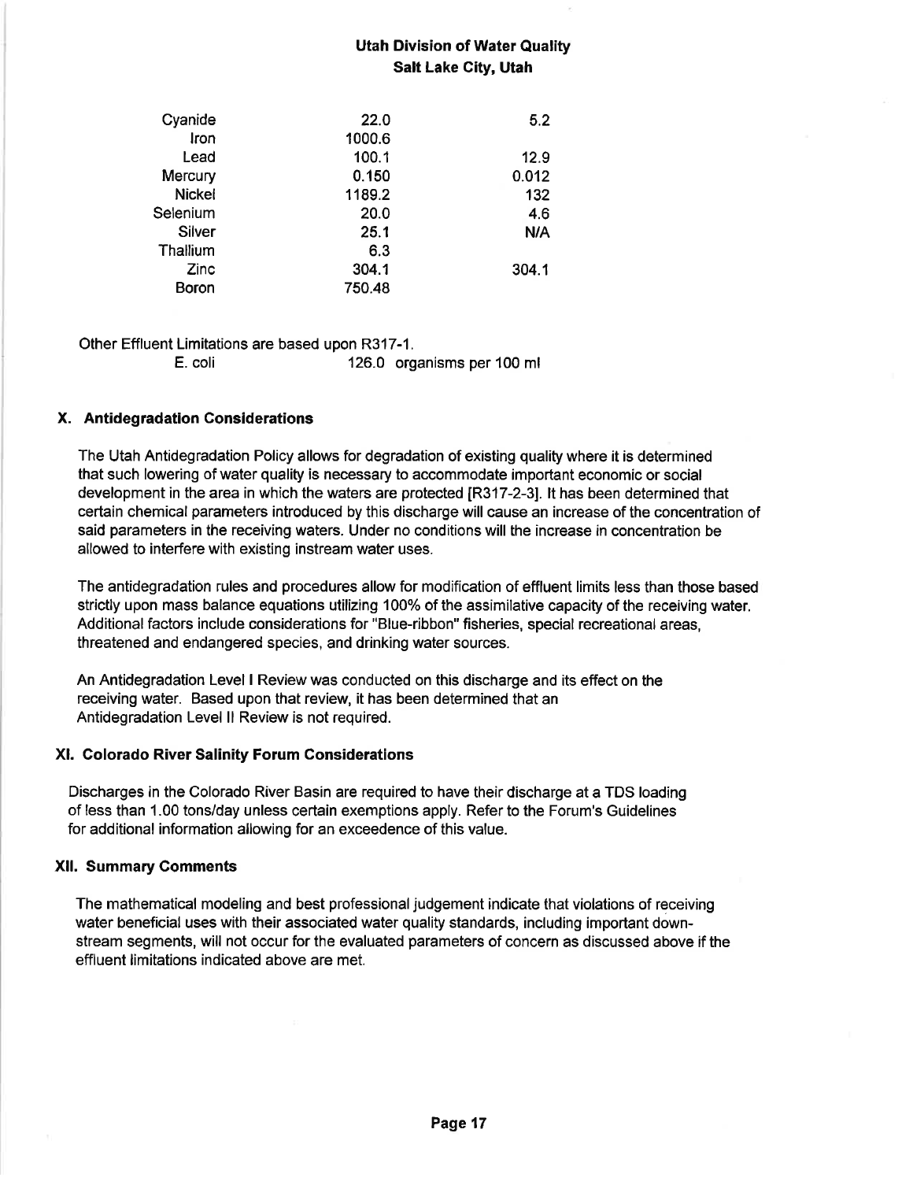| | | |
|---|---|---|
| Cyanide | 22.0 | 5.2 |
| Iron | 1000.6 | |
| Lead | 100.1 | 12.9 |
| Mercury | 0.150 | 0.012 |
| Nickel | 1189.2 | 132 |
| Selenium | 20.0 | 4.6 |
| Silver | 25.1 | N/A |
| Thallium | 6.3 | |
| Zinc | 304.1 | 304.1 |
| Boron | 750.48 | |

Other Effluent Limitations are based upon R317-1.

E. coli 126.0 organisms per 100 ml

## X. Antidegradation Considerations

The Utah Antidegradation Policy allows for degradation of existing quality where it is determined that such lowering of water quality is necessary to accommodate important economic or social development in the area in which the waters are protected [R317-2-3]. It has been determined that certain chemical parameters introduced by this discharge will cause an increase of the concentration of said parameters in the receiving waters. Under no conditions will the increase in concentration be allowed to interfere with existing instream water uses.

The antidegradation rules and procedures allow for modification of effluent limits less than those based strictly upon mass balance equations utilizing 100% of the assimilative capacity of the receiving water. Additional factors include considerations for "Blue-ribbon" fisheries, special recreational areas, threatened and endangered species, and drinking water sources.

An Antidegradation Level I Review was conducted on this discharge and its effect on the receiving water. Based upon that review, it has been determined that an Antidegradation Level II Review is not required.

## XI. Colorado River Salinity Forum Considerations

Discharges in the Colorado River Basin are required to have their discharge at a TDS loading of less than 1.00 tons/day unless certain exemptions apply. Refer to the Forum's Guidelines for additional information allowing for an exceedence of this value.

## XII. Summary Comments

The mathematical modeling and best professional judgement indicate that violations of receiving water beneficial uses with their associated water quality standards, including important down-stream segments, will not occur for the evaluated parameters of concern as discussed above if the effluent limitations indicated above are met.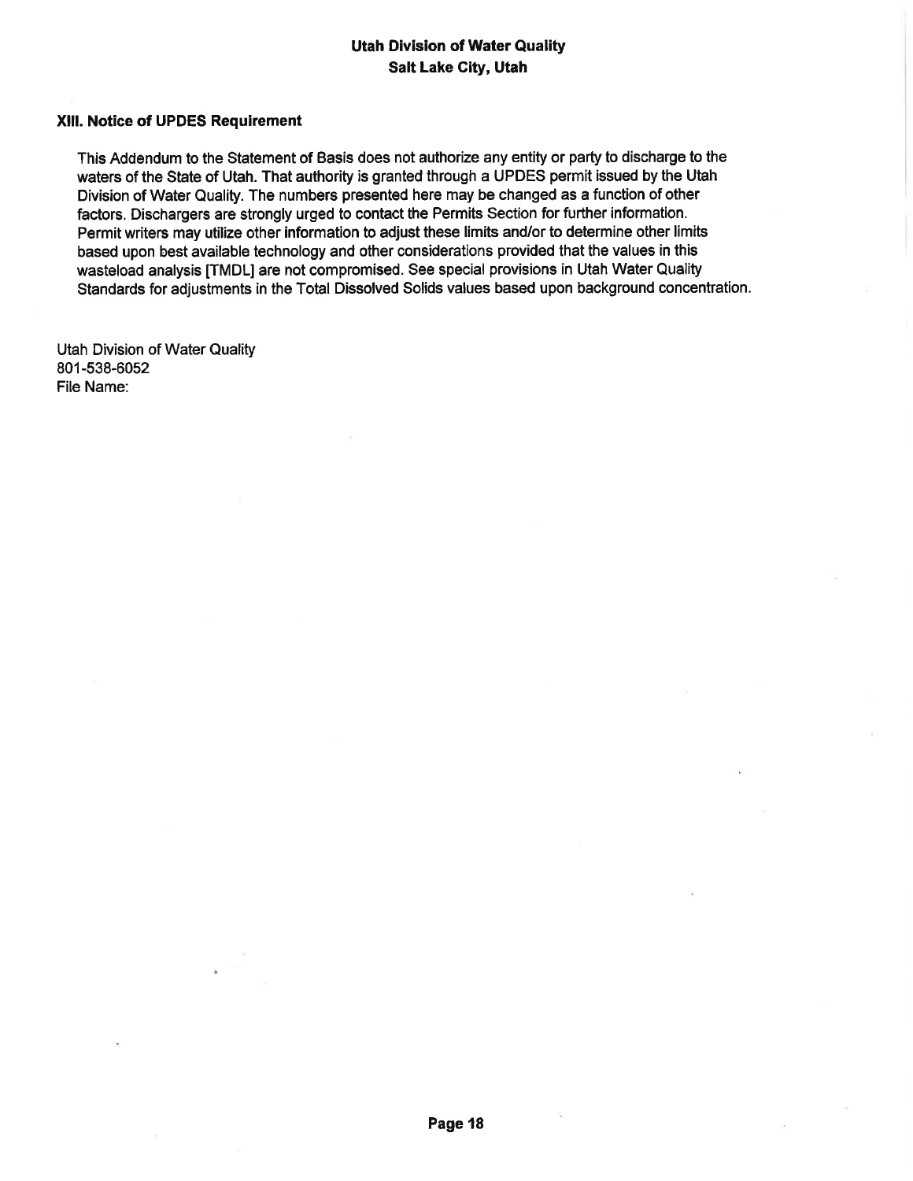### XIII. Notice of UPDES Requirement

This Addendum to the Statement of Basis does not authorize any entity or party to discharge to the waters of the State of Utah. That authority is granted through a UPDES permit issued by the Utah Division of Water Quality. The numbers presented here may be changed as a function of other factors. Dischargers are strongly urged to contact the Permits Section for further information. Permit writers may utilize other information to adjust these limits and/or to determine other limits based upon best available technology and other considerations provided that the values in this wasteload analysis [TMDL] are not compromised. See special provisions in Utah Water Quality Standards for adjustments in the Total Dissolved Solids values based upon background concentration.

Utah Division of Water Quality
801-538-6052
File Name: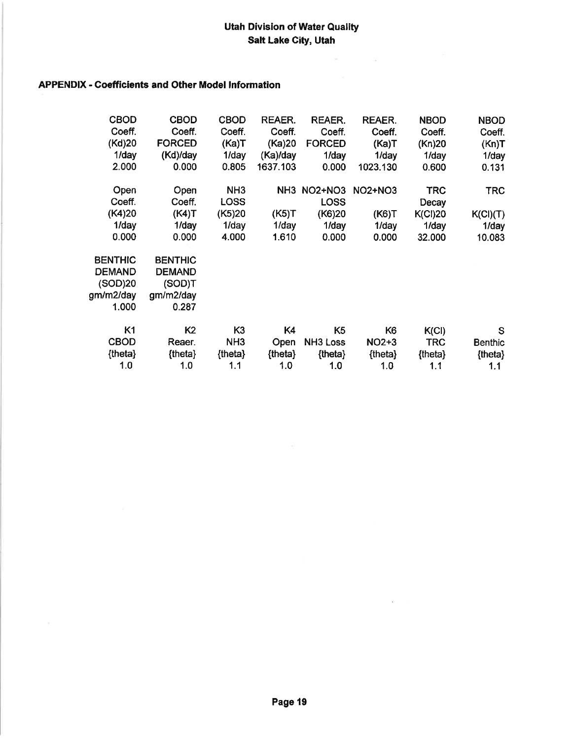## APPENDIX - Coefficients and Other Model Information

| CBOD Coeff. (Kd)20 1/day | CBOD Coeff. FORCED (Kd)/day | CBOD Coeff. (Ka)T 1/day | REAER. Coeff. (Ka)20 (Ka)/day | REAER. Coeff. FORCED 1/day | REAER. Coeff. (Ka)T 1/day | NBOD Coeff. (Kn)20 1/day | NBOD Coeff. (Kn)T 1/day |
|---|---|---|---|---|---|---|---|
| 2.000 | 0.000 | 0.805 | 1637.103 | 0.000 | 1023.130 | 0.600 | 0.131 |

| Open Coeff. (K4)20 1/day | Open Coeff. (K4)T 1/day | NH3 LOSS (K5)20 1/day | NH3 (K5)T 1/day | NO2+NO3 LOSS (K6)20 1/day | NO2+NO3 (K6)T 1/day | TRC Decay K(Cl)20 1/day | TRC K(Cl)(T) 1/day |
|---|---|---|---|---|---|---|---|
| 0.000 | 0.000 | 4.000 | 1.610 | 0.000 | 0.000 | 32.000 | 10.083 |

| BENTHIC DEMAND (SOD)20 gm/m2/day | BENTHIC DEMAND (SOD)T gm/m2/day |
|---|---|
| 1.000 | 0.287 |

| K1 CBOD {theta} | K2 Reaer. {theta} | K3 NH3 {theta} | K4 Open {theta} | K5 NH3 Loss {theta} | K6 NO2+3 {theta} | K(Cl) TRC {theta} | S Benthic {theta} |
|---|---|---|---|---|---|---|---|
| 1.0 | 1.0 | 1.1 | 1.0 | 1.0 | 1.0 | 1.1 | 1.1 |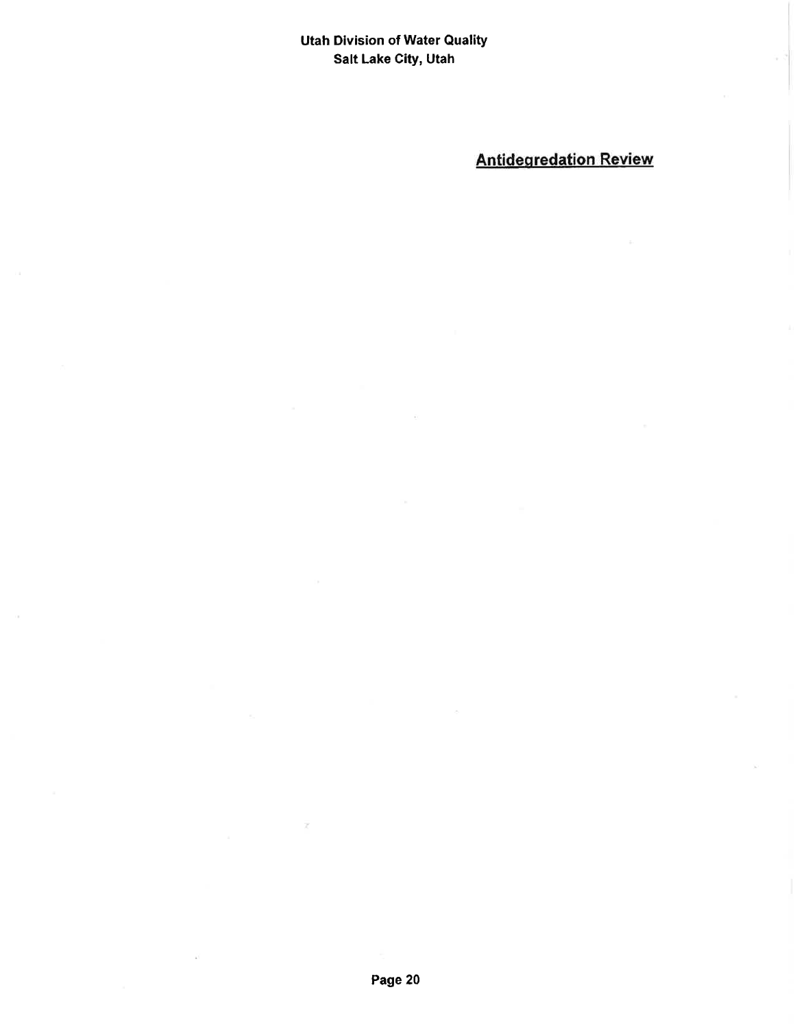**Utah Division of Water Quality**
**Salt Lake City, Utah**

## Antidegredation Review